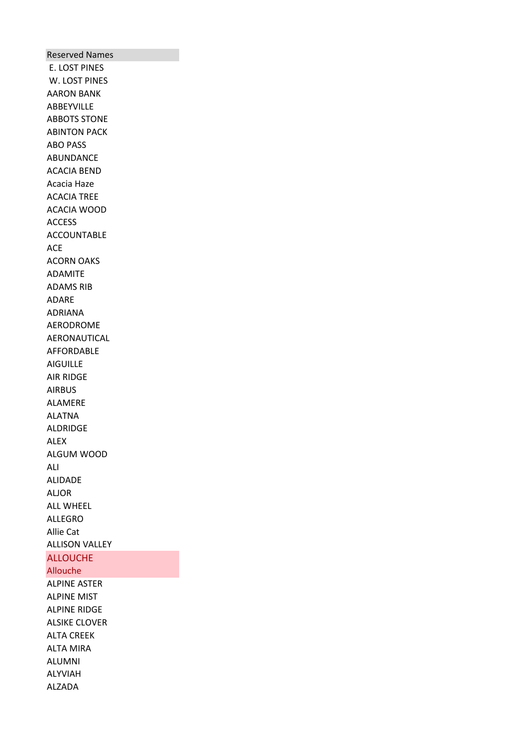| Reserved Names |
|---|
| E. LOST PINES |
| W. LOST PINES |
| AARON BANK |
| ABBEYVILLE |
| ABBOTS STONE |
| ABINTON PACK |
| ABO PASS |
| ABUNDANCE |
| ACACIA BEND |
| Acacia Haze |
| ACACIA TREE |
| ACACIA WOOD |
| ACCESS |
| ACCOUNTABLE |
| ACE |
| ACORN OAKS |
| ADAMITE |
| ADAMS RIB |
| ADARE |
| ADRIANA |
| AERODROME |
| AERONAUTICAL |
| AFFORDABLE |
| AIGUILLE |
| AIR RIDGE |
| AIRBUS |
| ALAMERE |
| ALATNA |
| ALDRIDGE |
| ALEX |
| ALGUM WOOD |
| ALI |
| ALIDADE |
| ALJOR |
| ALL WHEEL |
| ALLEGRO |
| Allie Cat |
| ALLISON VALLEY |
| ALLOUCHE |
| Allouche |
| ALPINE ASTER |
| ALPINE MIST |
| ALPINE RIDGE |
| ALSIKE CLOVER |
| ALTA CREEK |
| ALTA MIRA |
| ALUMNI |
| ALYVIAH |
| ALZADA |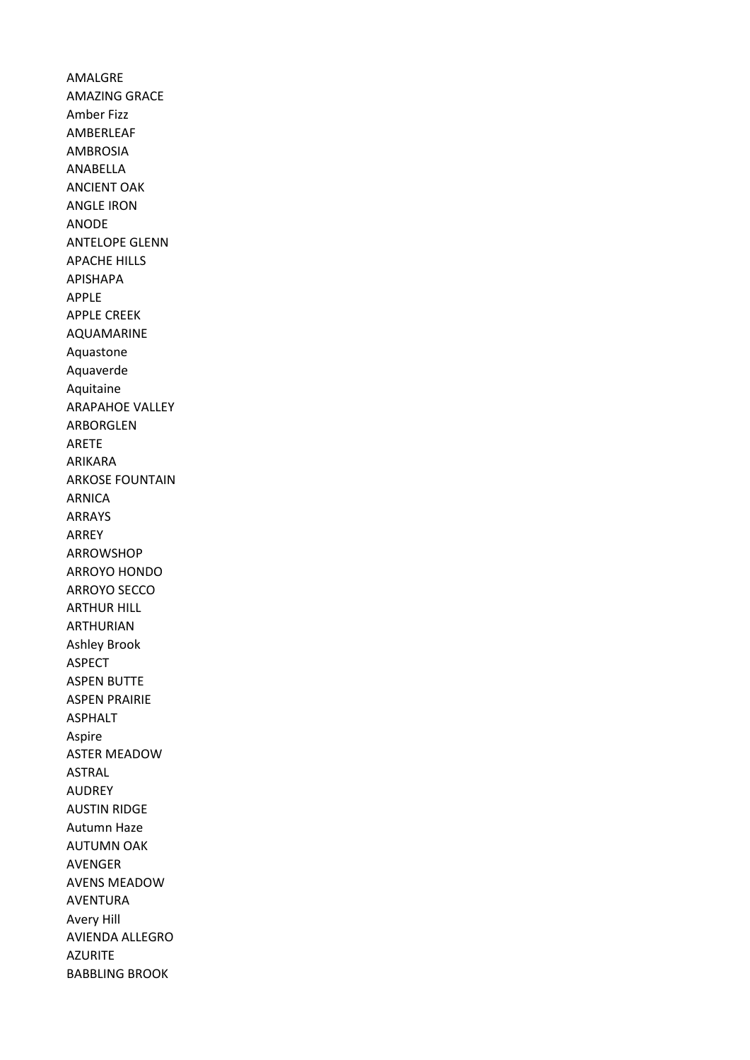AMALGRE
AMAZING GRACE
Amber Fizz
AMBERLEAF
AMBROSIA
ANABELLA
ANCIENT OAK
ANGLE IRON
ANODE
ANTELOPE GLENN
APACHE HILLS
APISHAPA
APPLE
APPLE CREEK
AQUAMARINE
Aquastone
Aquaverde
Aquitaine
ARAPAHOE VALLEY
ARBORGLEN
ARETE
ARIKARA
ARKOSE FOUNTAIN
ARNICA
ARRAYS
ARREY
ARROWSHOP
ARROYO HONDO
ARROYO SECCO
ARTHUR HILL
ARTHURIAN
Ashley Brook
ASPECT
ASPEN BUTTE
ASPEN PRAIRIE
ASPHALT
Aspire
ASTER MEADOW
ASTRAL
AUDREY
AUSTIN RIDGE
Autumn Haze
AUTUMN OAK
AVENGER
AVENS MEADOW
AVENTURA
Avery Hill
AVIENDA ALLEGRO
AZURITE
BABBLING BROOK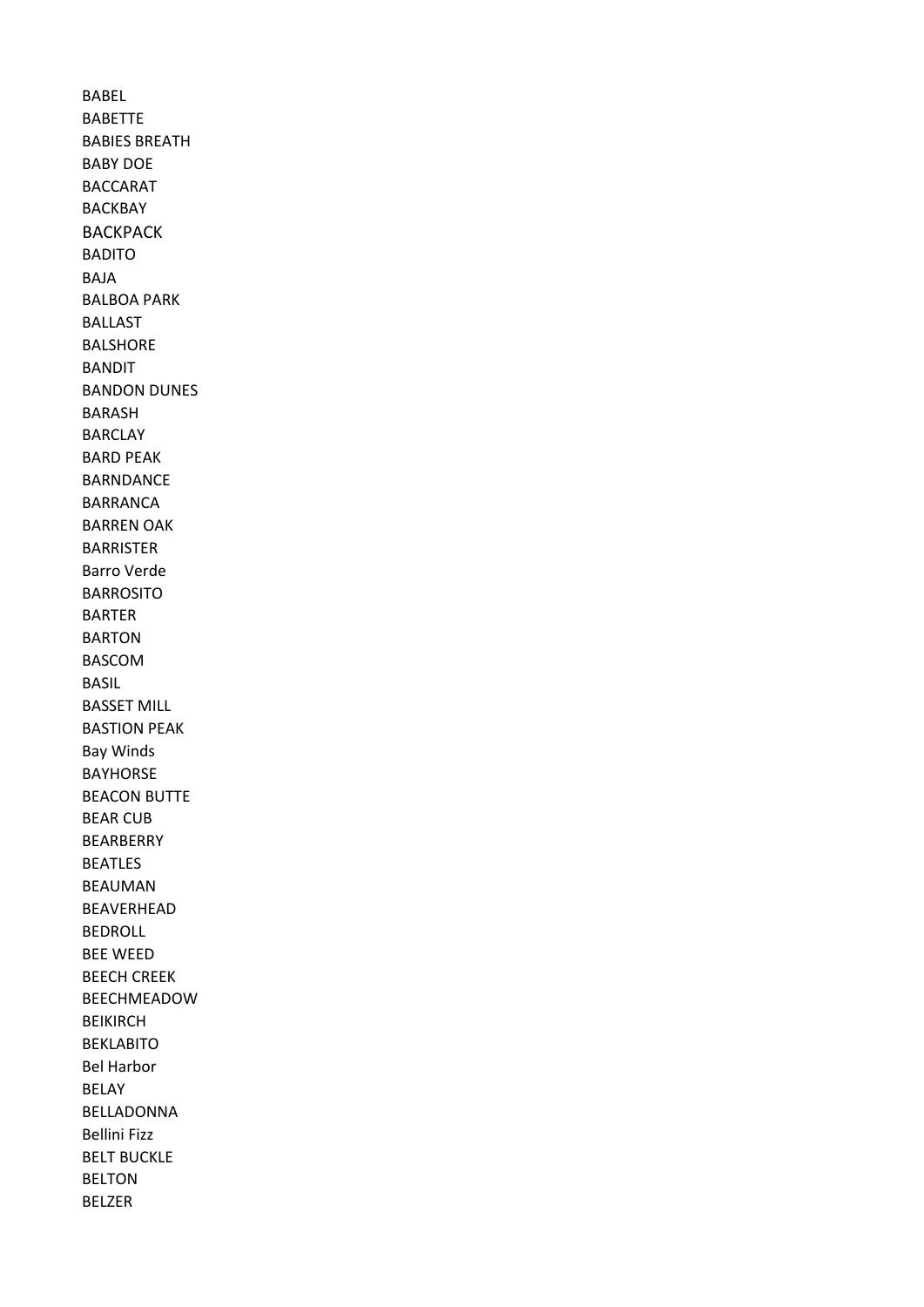BABEL
BABETTE
BABIES BREATH
BABY DOE
BACCARAT
BACKBAY
BACKPACK
BADITO
BAJA
BALBOA PARK
BALLAST
BALSHORE
BANDIT
BANDON DUNES
BARASH
BARCLAY
BARD PEAK
BARNDANCE
BARRANCA
BARREN OAK
BARRISTER
Barro Verde
BARROSITO
BARTER
BARTON
BASCOM
BASIL
BASSET MILL
BASTION PEAK
Bay Winds
BAYHORSE
BEACON BUTTE
BEAR CUB
BEARBERRY
BEATLES
BEAUMAN
BEAVERHEAD
BEDROLL
BEE WEED
BEECH CREEK
BEECHMEADOW
BEIKIRCH
BEKLABITO
Bel Harbor
BELAY
BELLADONNA
Bellini Fizz
BELT BUCKLE
BELTON
BELZER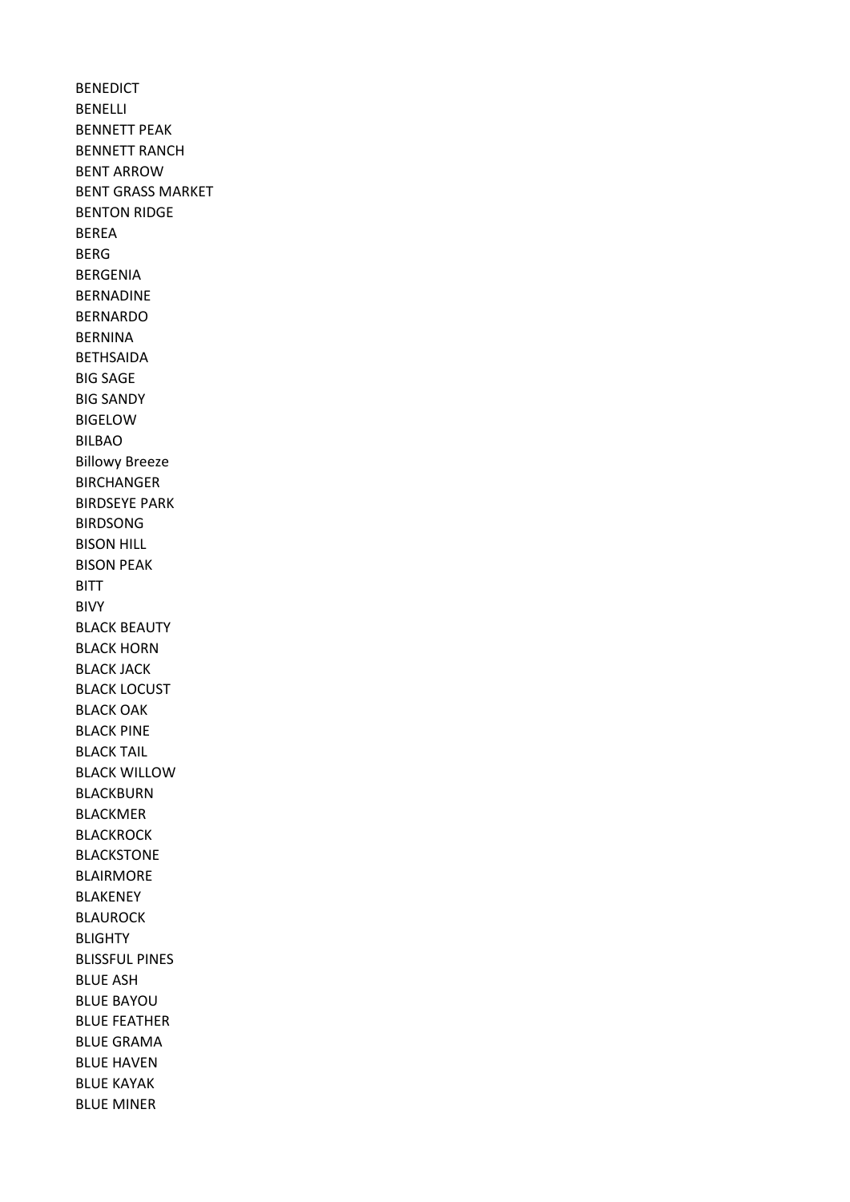BENEDICT
BENELLI
BENNETT PEAK
BENNETT RANCH
BENT ARROW
BENT GRASS MARKET
BENTON RIDGE
BEREA
BERG
BERGENIA
BERNADINE
BERNARDO
BERNINA
BETHSAIDA
BIG SAGE
BIG SANDY
BIGELOW
BILBAO
Billowy Breeze
BIRCHANGER
BIRDSEYE PARK
BIRDSONG
BISON HILL
BISON PEAK
BITT
BIVY
BLACK BEAUTY
BLACK HORN
BLACK JACK
BLACK LOCUST
BLACK OAK
BLACK PINE
BLACK TAIL
BLACK WILLOW
BLACKBURN
BLACKMER
BLACKROCK
BLACKSTONE
BLAIRMORE
BLAKENEY
BLAUROCK
BLIGHTY
BLISSFUL PINES
BLUE ASH
BLUE BAYOU
BLUE FEATHER
BLUE GRAMA
BLUE HAVEN
BLUE KAYAK
BLUE MINER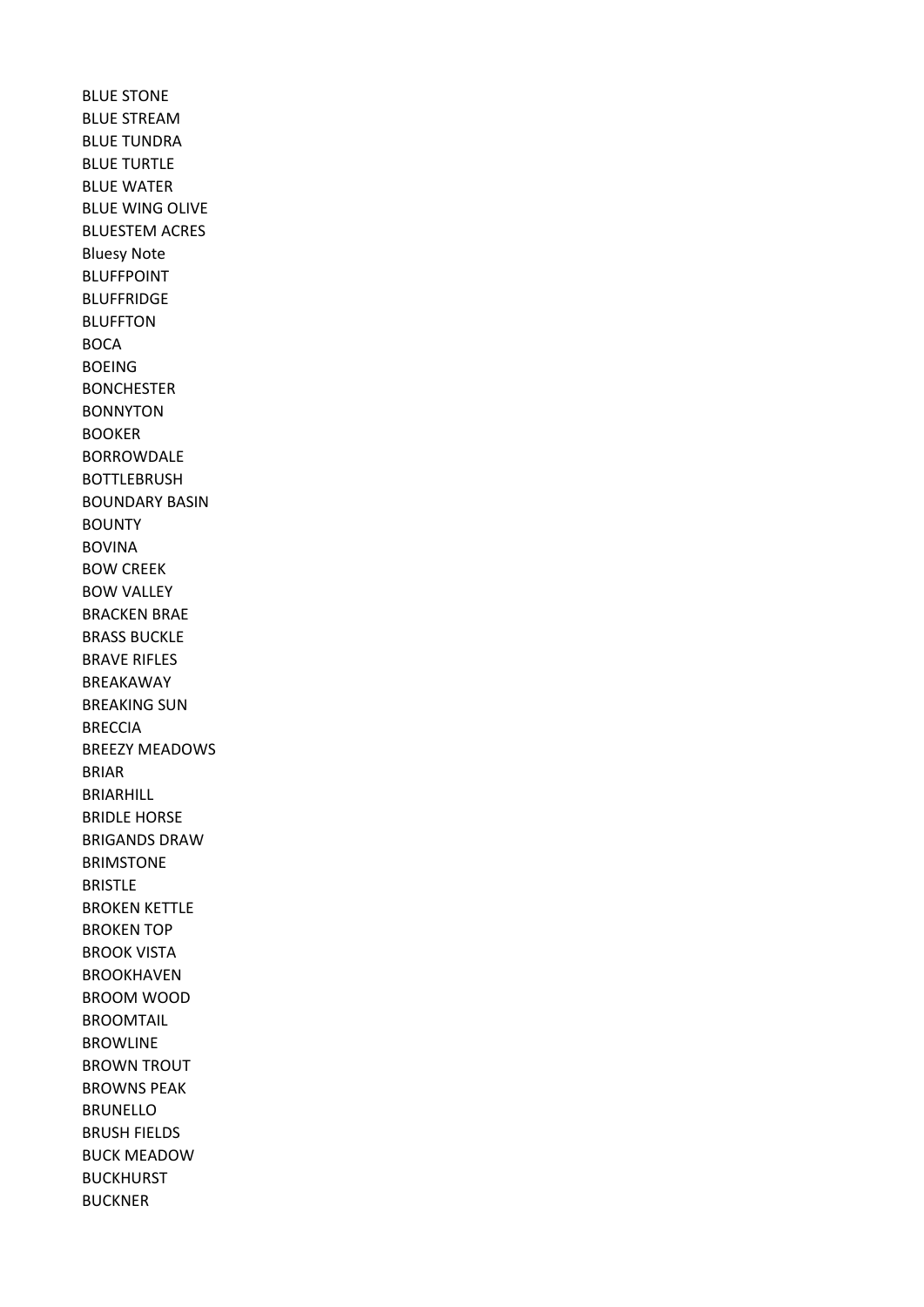BLUE STONE
BLUE STREAM
BLUE TUNDRA
BLUE TURTLE
BLUE WATER
BLUE WING OLIVE
BLUESTEM ACRES
Bluesy Note
BLUFFPOINT
BLUFFRIDGE
BLUFFTON
BOCA
BOEING
BONCHESTER
BONNYTON
BOOKER
BORROWDALE
BOTTLEBRUSH
BOUNDARY BASIN
BOUNTY
BOVINA
BOW CREEK
BOW VALLEY
BRACKEN BRAE
BRASS BUCKLE
BRAVE RIFLES
BREAKAWAY
BREAKING SUN
BRECCIA
BREEZY MEADOWS
BRIAR
BRIARHILL
BRIDLE HORSE
BRIGANDS DRAW
BRIMSTONE
BRISTLE
BROKEN KETTLE
BROKEN TOP
BROOK VISTA
BROOKHAVEN
BROOM WOOD
BROOMTAIL
BROWLINE
BROWN TROUT
BROWNS PEAK
BRUNELLO
BRUSH FIELDS
BUCK MEADOW
BUCKHURST
BUCKNER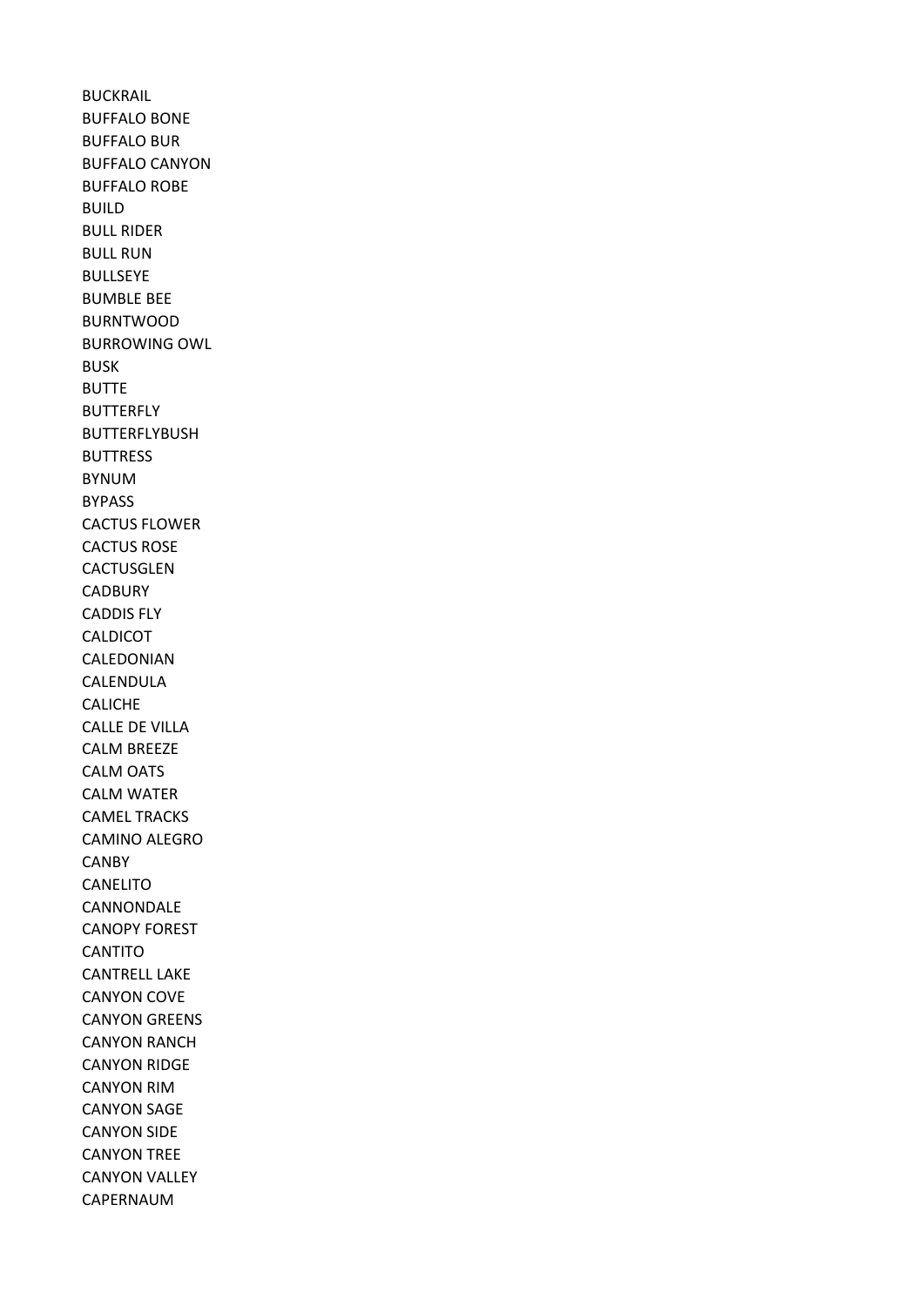BUCKRAIL
BUFFALO BONE
BUFFALO BUR
BUFFALO CANYON
BUFFALO ROBE
BUILD
BULL RIDER
BULL RUN
BULLSEYE
BUMBLE BEE
BURNTWOOD
BURROWING OWL
BUSK
BUTTE
BUTTERFLY
BUTTERFLYBUSH
BUTTRESS
BYNUM
BYPASS
CACTUS FLOWER
CACTUS ROSE
CACTUSGLEN
CADBURY
CADDIS FLY
CALDICOT
CALEDONIAN
CALENDULA
CALICHE
CALLE DE VILLA
CALM BREEZE
CALM OATS
CALM WATER
CAMEL TRACKS
CAMINO ALEGRO
CANBY
CANELITO
CANNONDALE
CANOPY FOREST
CANTITO
CANTRELL LAKE
CANYON COVE
CANYON GREENS
CANYON RANCH
CANYON RIDGE
CANYON RIM
CANYON SAGE
CANYON SIDE
CANYON TREE
CANYON VALLEY
CAPERNAUM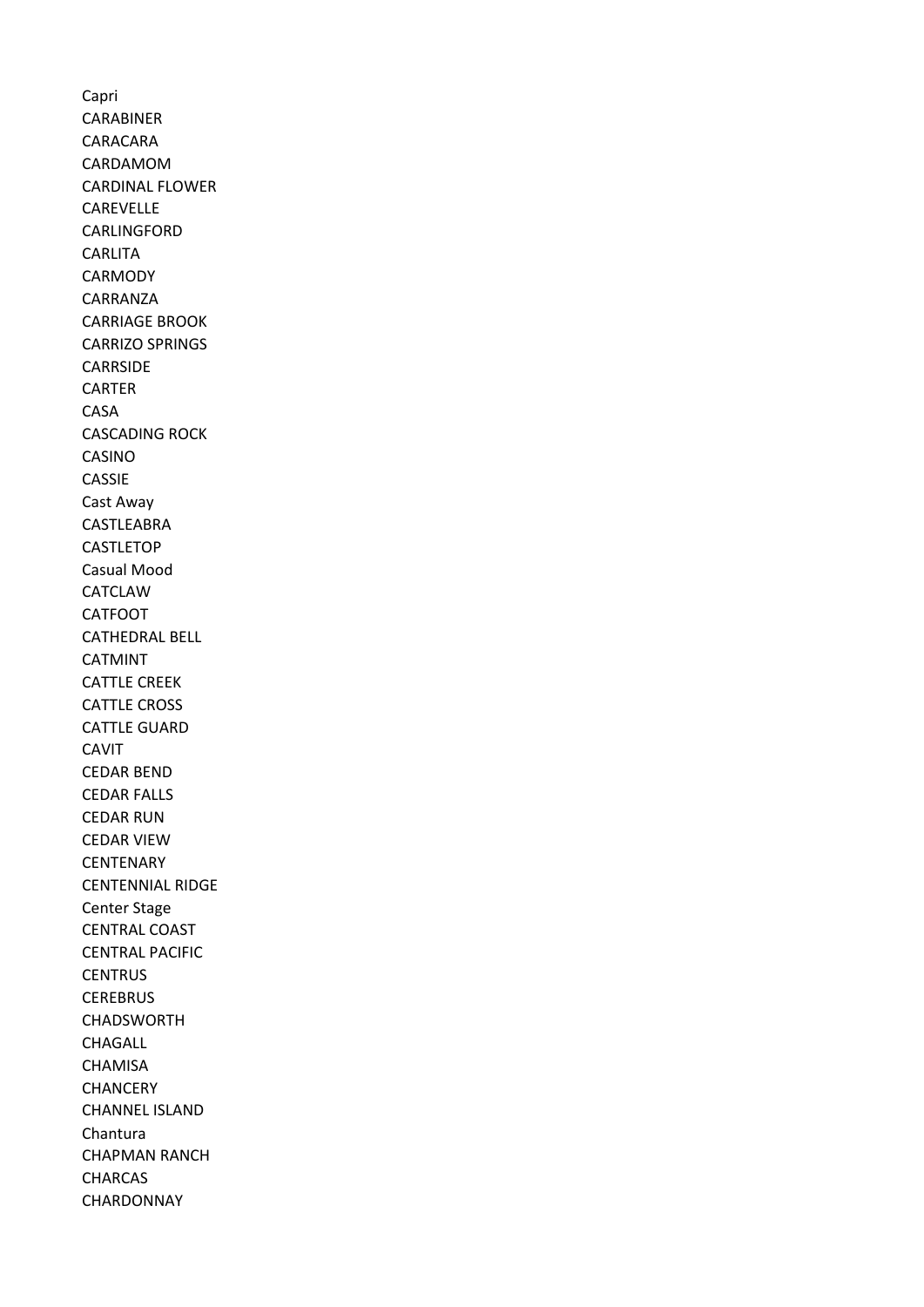Capri
CARABINER
CARACARA
CARDAMOM
CARDINAL FLOWER
CAREVELLE
CARLINGFORD
CARLITA
CARMODY
CARRANZA
CARRIAGE BROOK
CARRIZO SPRINGS
CARRSIDE
CARTER
CASA
CASCADING ROCK
CASINO
CASSIE
Cast Away
CASTLEABRA
CASTLETOP
Casual Mood
CATCLAW
CATFOOT
CATHEDRAL BELL
CATMINT
CATTLE CREEK
CATTLE CROSS
CATTLE GUARD
CAVIT
CEDAR BEND
CEDAR FALLS
CEDAR RUN
CEDAR VIEW
CENTENARY
CENTENNIAL RIDGE
Center Stage
CENTRAL COAST
CENTRAL PACIFIC
CENTRUS
CEREBRUS
CHADSWORTH
CHAGALL
CHAMISA
CHANCERY
CHANNEL ISLAND
Chantura
CHAPMAN RANCH
CHARCAS
CHARDONNAY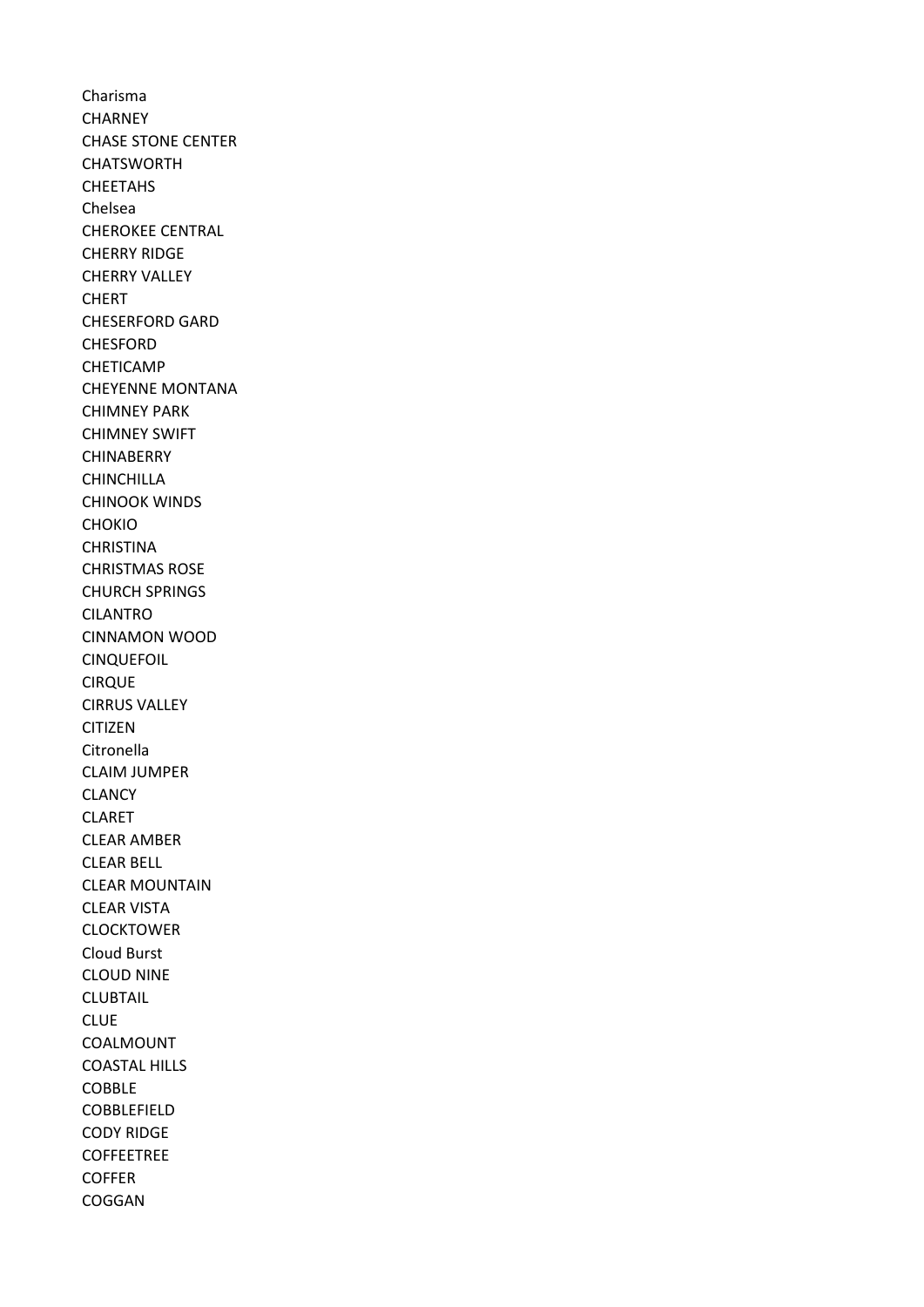Charisma
CHARNEY
CHASE STONE CENTER
CHATSWORTH
CHEETAHS
Chelsea
CHEROKEE CENTRAL
CHERRY RIDGE
CHERRY VALLEY
CHERT
CHESERFORD GARD
CHESFORD
CHETICAMP
CHEYENNE MONTANA
CHIMNEY PARK
CHIMNEY SWIFT
CHINABERRY
CHINCHILLA
CHINOOK WINDS
CHOKIO
CHRISTINA
CHRISTMAS ROSE
CHURCH SPRINGS
CILANTRO
CINNAMON WOOD
CINQUEFOIL
CIRQUE
CIRRUS VALLEY
CITIZEN
Citronella
CLAIM JUMPER
CLANCY
CLARET
CLEAR AMBER
CLEAR BELL
CLEAR MOUNTAIN
CLEAR VISTA
CLOCKTOWER
Cloud Burst
CLOUD NINE
CLUBTAIL
CLUE
COALMOUNT
COASTAL HILLS
COBBLE
COBBLEFIELD
CODY RIDGE
COFFEETREE
COFFER
COGGAN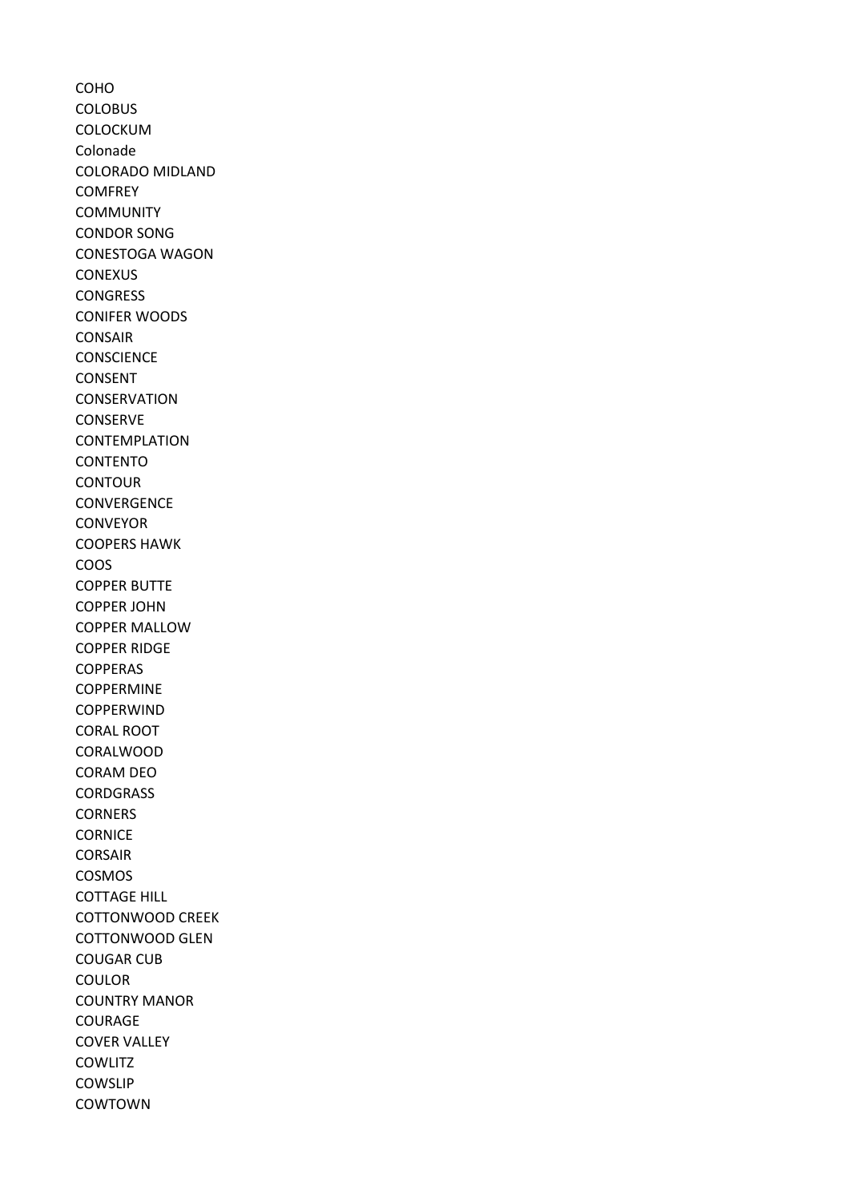COHO
COLOBUS
COLOCKUM
Colonade
COLORADO MIDLAND
COMFREY
COMMUNITY
CONDOR SONG
CONESTOGA WAGON
CONEXUS
CONGRESS
CONIFER WOODS
CONSAIR
CONSCIENCE
CONSENT
CONSERVATION
CONSERVE
CONTEMPLATION
CONTENTO
CONTOUR
CONVERGENCE
CONVEYOR
COOPERS HAWK
COOS
COPPER BUTTE
COPPER JOHN
COPPER MALLOW
COPPER RIDGE
COPPERAS
COPPERMINE
COPPERWIND
CORAL ROOT
CORALWOOD
CORAM DEO
CORDGRASS
CORNERS
CORNICE
CORSAIR
COSMOS
COTTAGE HILL
COTTONWOOD CREEK
COTTONWOOD GLEN
COUGAR CUB
COULOR
COUNTRY MANOR
COURAGE
COVER VALLEY
COWLITZ
COWSLIP
COWTOWN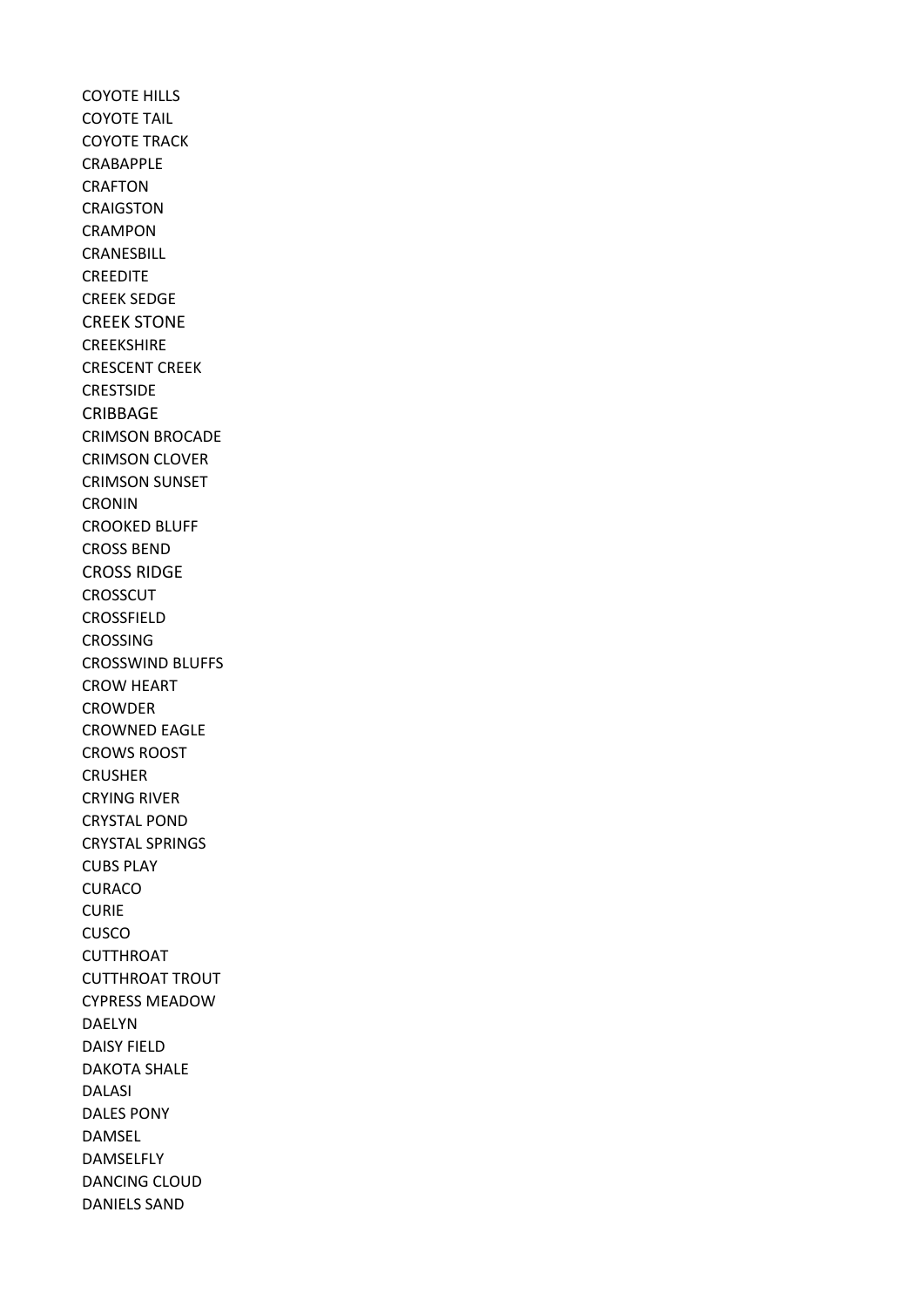COYOTE HILLS
COYOTE TAIL
COYOTE TRACK
CRABAPPLE
CRAFTON
CRAIGSTON
CRAMPON
CRANESBILL
CREEDITE
CREEK SEDGE
CREEK STONE
CREEKSHIRE
CRESCENT CREEK
CRESTSIDE
CRIBBAGE
CRIMSON BROCADE
CRIMSON CLOVER
CRIMSON SUNSET
CRONIN
CROOKED BLUFF
CROSS BEND
CROSS RIDGE
CROSSCUT
CROSSFIELD
CROSSING
CROSSWIND BLUFFS
CROW HEART
CROWDER
CROWNED EAGLE
CROWS ROOST
CRUSHER
CRYING RIVER
CRYSTAL POND
CRYSTAL SPRINGS
CUBS PLAY
CURACO
CURIE
CUSCO
CUTTHROAT
CUTTHROAT TROUT
CYPRESS MEADOW
DAELYN
DAISY FIELD
DAKOTA SHALE
DALASI
DALES PONY
DAMSEL
DAMSELFLY
DANCING CLOUD
DANIELS SAND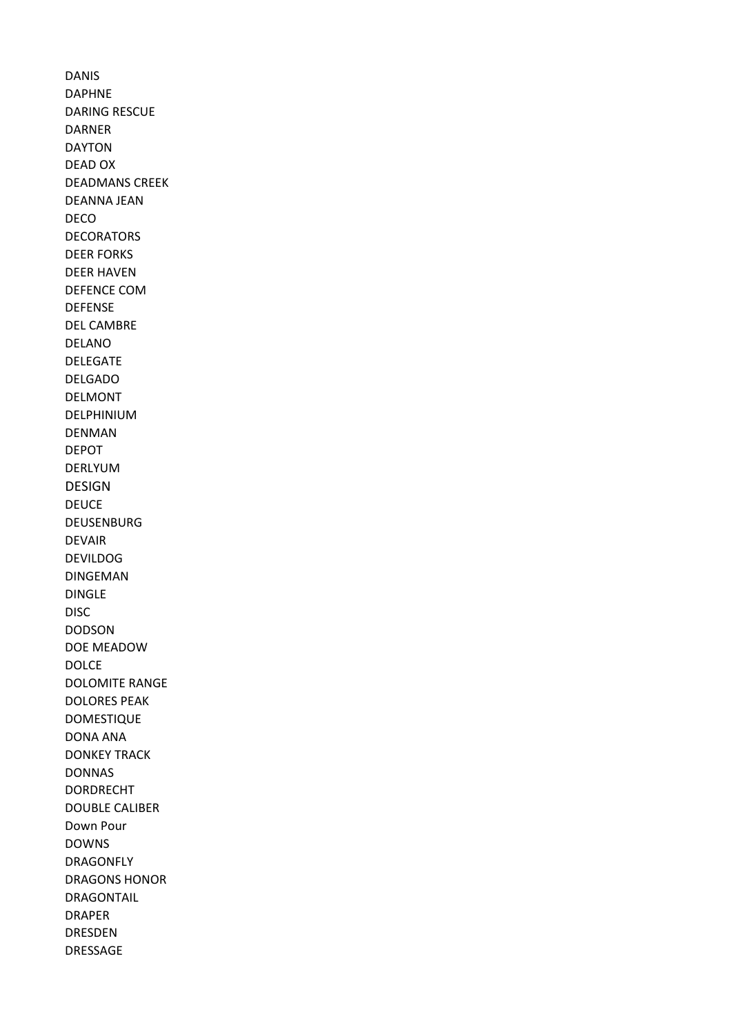DANIS
DAPHNE
DARING RESCUE
DARNER
DAYTON
DEAD OX
DEADMANS CREEK
DEANNA JEAN
DECO
DECORATORS
DEER FORKS
DEER HAVEN
DEFENCE COM
DEFENSE
DEL CAMBRE
DELANO
DELEGATE
DELGADO
DELMONT
DELPHINIUM
DENMAN
DEPOT
DERLYUM
DESIGN
DEUCE
DEUSENBURG
DEVAIR
DEVILDOG
DINGEMAN
DINGLE
DISC
DODSON
DOE MEADOW
DOLCE
DOLOMITE RANGE
DOLORES PEAK
DOMESTIQUE
DONA ANA
DONKEY TRACK
DONNAS
DORDRECHT
DOUBLE CALIBER
Down Pour
DOWNS
DRAGONFLY
DRAGONS HONOR
DRAGONTAIL
DRAPER
DRESDEN
DRESSAGE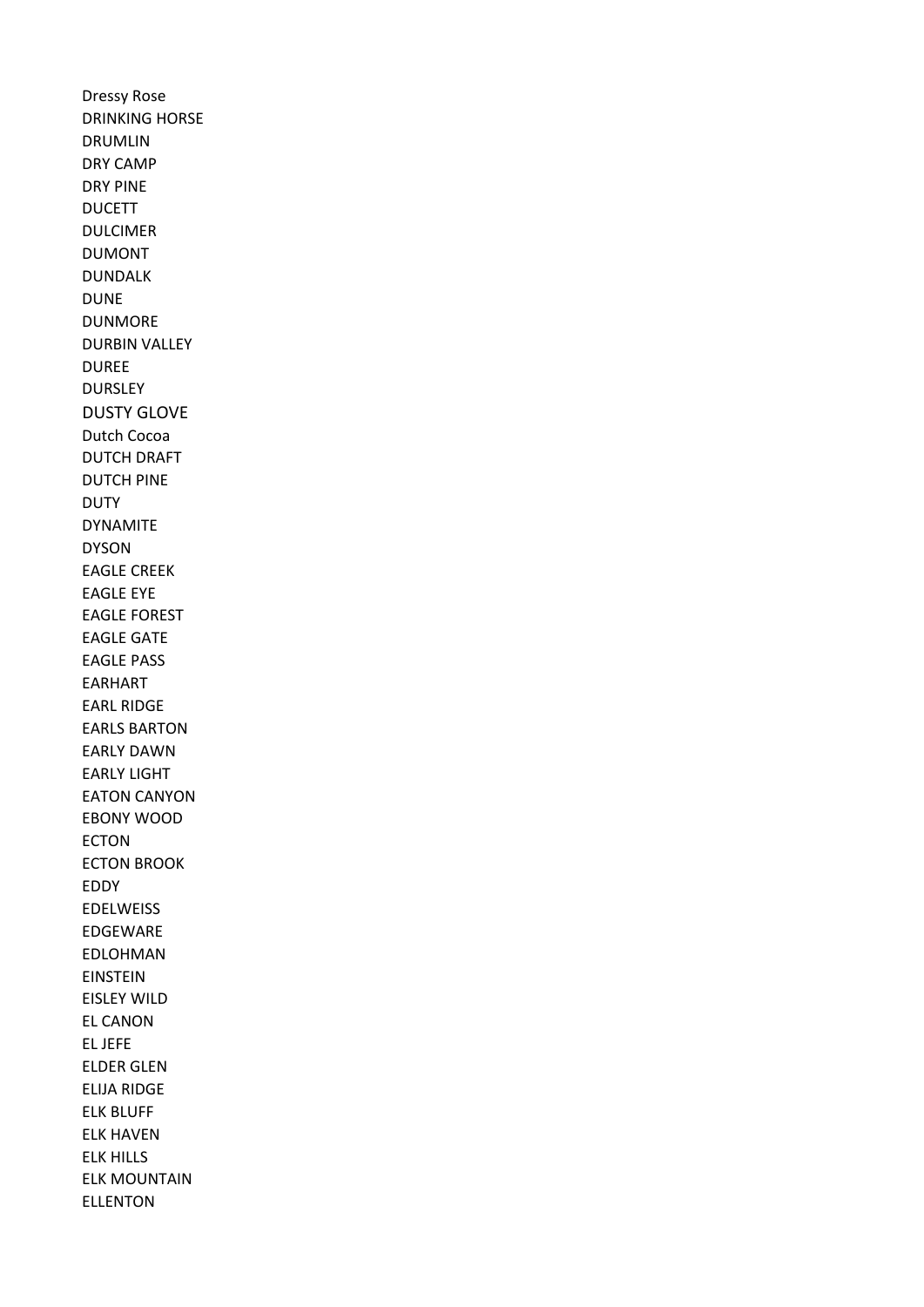Dressy Rose
DRINKING HORSE
DRUMLIN
DRY CAMP
DRY PINE
DUCETT
DULCIMER
DUMONT
DUNDALK
DUNE
DUNMORE
DURBIN VALLEY
DUREE
DURSLEY
DUSTY GLOVE
Dutch Cocoa
DUTCH DRAFT
DUTCH PINE
DUTY
DYNAMITE
DYSON
EAGLE CREEK
EAGLE EYE
EAGLE FOREST
EAGLE GATE
EAGLE PASS
EARHART
EARL RIDGE
EARLS BARTON
EARLY DAWN
EARLY LIGHT
EATON CANYON
EBONY WOOD
ECTON
ECTON BROOK
EDDY
EDELWEISS
EDGEWARE
EDLOHMAN
EINSTEIN
EISLEY WILD
EL CANON
EL JEFE
ELDER GLEN
ELIJA RIDGE
ELK BLUFF
ELK HAVEN
ELK HILLS
ELK MOUNTAIN
ELLENTON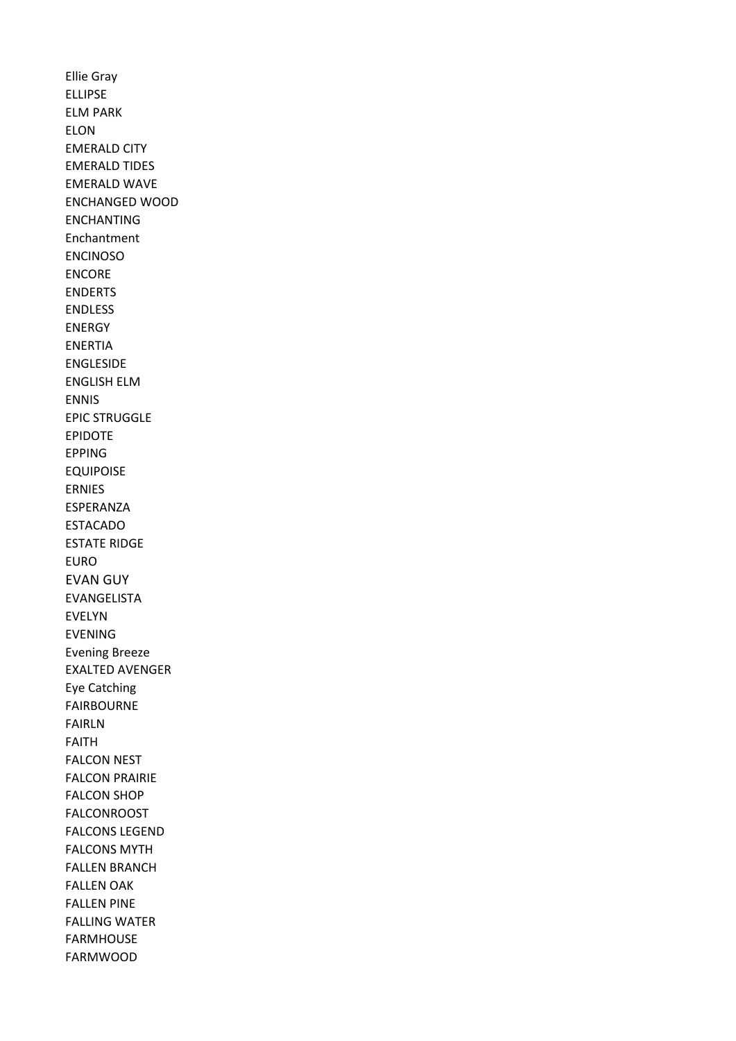Ellie Gray
ELLIPSE
ELM PARK
ELON
EMERALD CITY
EMERALD TIDES
EMERALD WAVE
ENCHANGED WOOD
ENCHANTING
Enchantment
ENCINOSO
ENCORE
ENDERTS
ENDLESS
ENERGY
ENERTIA
ENGLESIDE
ENGLISH ELM
ENNIS
EPIC STRUGGLE
EPIDOTE
EPPING
EQUIPOISE
ERNIES
ESPERANZA
ESTACADO
ESTATE RIDGE
EURO
EVAN GUY
EVANGELISTA
EVELYN
EVENING
Evening Breeze
EXALTED AVENGER
Eye Catching
FAIRBOURNE
FAIRLN
FAITH
FALCON NEST
FALCON PRAIRIE
FALCON SHOP
FALCONROOST
FALCONS LEGEND
FALCONS MYTH
FALLEN BRANCH
FALLEN OAK
FALLEN PINE
FALLING WATER
FARMHOUSE
FARMWOOD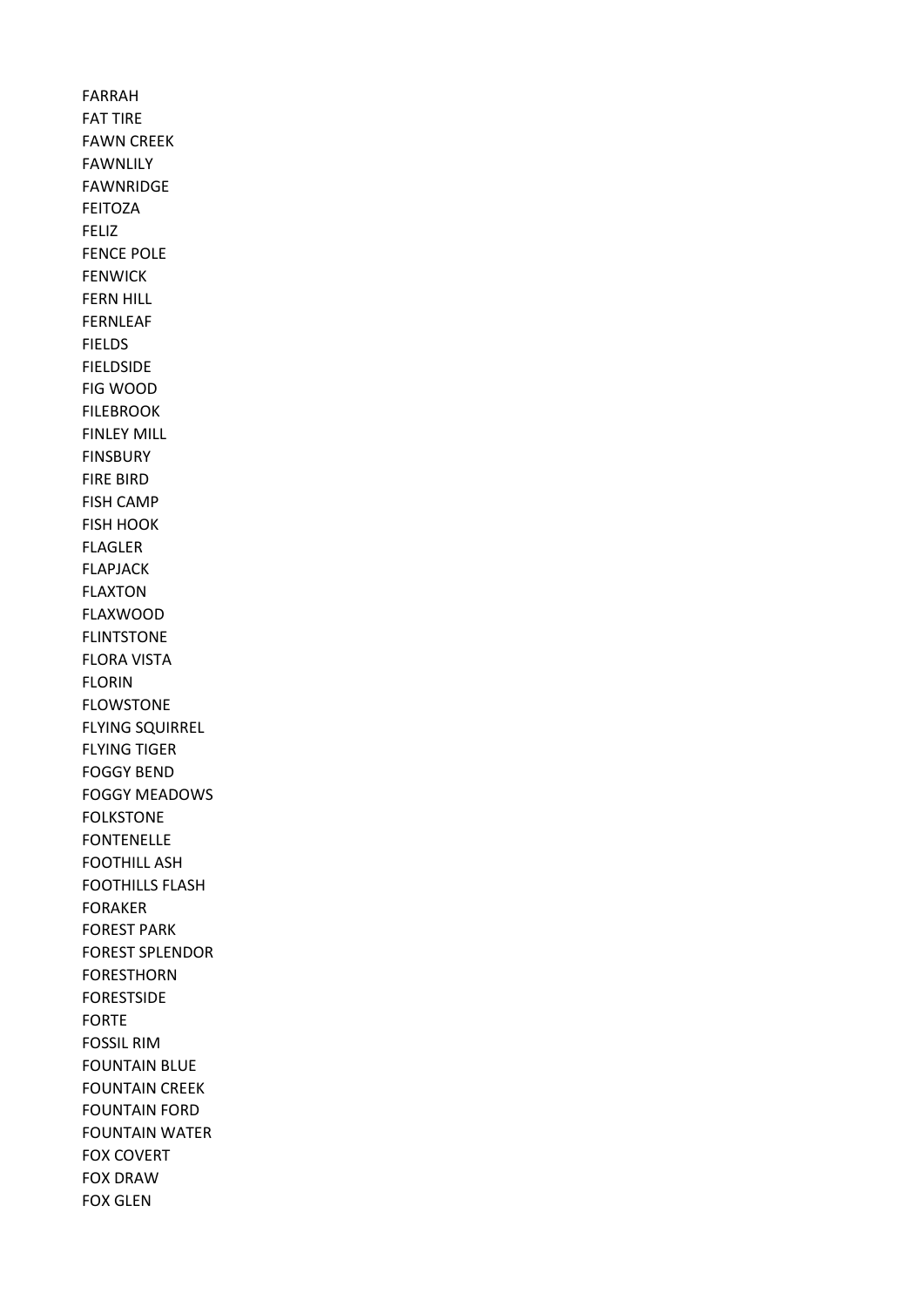FARRAH
FAT TIRE
FAWN CREEK
FAWNLILY
FAWNRIDGE
FEITOZA
FELIZ
FENCE POLE
FENWICK
FERN HILL
FERNLEAF
FIELDS
FIELDSIDE
FIG WOOD
FILEBROOK
FINLEY MILL
FINSBURY
FIRE BIRD
FISH CAMP
FISH HOOK
FLAGLER
FLAPJACK
FLAXTON
FLAXWOOD
FLINTSTONE
FLORA VISTA
FLORIN
FLOWSTONE
FLYING SQUIRREL
FLYING TIGER
FOGGY BEND
FOGGY MEADOWS
FOLKSTONE
FONTENELLE
FOOTHILL ASH
FOOTHILLS FLASH
FORAKER
FOREST PARK
FOREST SPLENDOR
FORESTHORN
FORESTSIDE
FORTE
FOSSIL RIM
FOUNTAIN BLUE
FOUNTAIN CREEK
FOUNTAIN FORD
FOUNTAIN WATER
FOX COVERT
FOX DRAW
FOX GLEN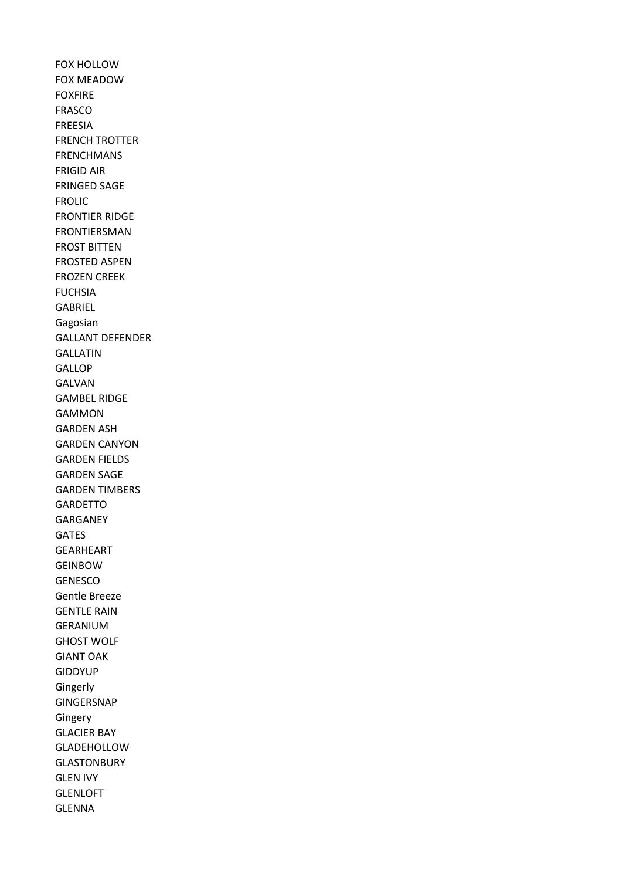FOX HOLLOW
FOX MEADOW
FOXFIRE
FRASCO
FREESIA
FRENCH TROTTER
FRENCHMANS
FRIGID AIR
FRINGED SAGE
FROLIC
FRONTIER RIDGE
FRONTIERSMAN
FROST BITTEN
FROSTED ASPEN
FROZEN CREEK
FUCHSIA
GABRIEL
Gagosian
GALLANT DEFENDER
GALLATIN
GALLOP
GALVAN
GAMBEL RIDGE
GAMMON
GARDEN ASH
GARDEN CANYON
GARDEN FIELDS
GARDEN SAGE
GARDEN TIMBERS
GARDETTO
GARGANEY
GATES
GEARHEART
GEINBOW
GENESCO
Gentle Breeze
GENTLE RAIN
GERANIUM
GHOST WOLF
GIANT OAK
GIDDYUP
Gingerly
GINGERSNAP
Gingery
GLACIER BAY
GLADEHOLLOW
GLASTONBURY
GLEN IVY
GLENLOFT
GLENNA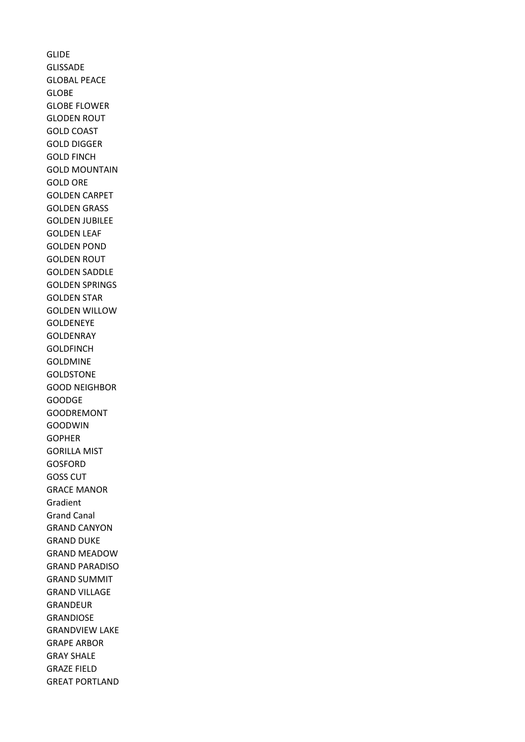GLIDE
GLISSADE
GLOBAL PEACE
GLOBE
GLOBE FLOWER
GLODEN ROUT
GOLD COAST
GOLD DIGGER
GOLD FINCH
GOLD MOUNTAIN
GOLD ORE
GOLDEN CARPET
GOLDEN GRASS
GOLDEN JUBILEE
GOLDEN LEAF
GOLDEN POND
GOLDEN ROUT
GOLDEN SADDLE
GOLDEN SPRINGS
GOLDEN STAR
GOLDEN WILLOW
GOLDENEYE
GOLDENRAY
GOLDFINCH
GOLDMINE
GOLDSTONE
GOOD NEIGHBOR
GOODGE
GOODREMONT
GOODWIN
GOPHER
GORILLA MIST
GOSFORD
GOSS CUT
GRACE MANOR
Gradient
Grand Canal
GRAND CANYON
GRAND DUKE
GRAND MEADOW
GRAND PARADISO
GRAND SUMMIT
GRAND VILLAGE
GRANDEUR
GRANDIOSE
GRANDVIEW LAKE
GRAPE ARBOR
GRAY SHALE
GRAZE FIELD
GREAT PORTLAND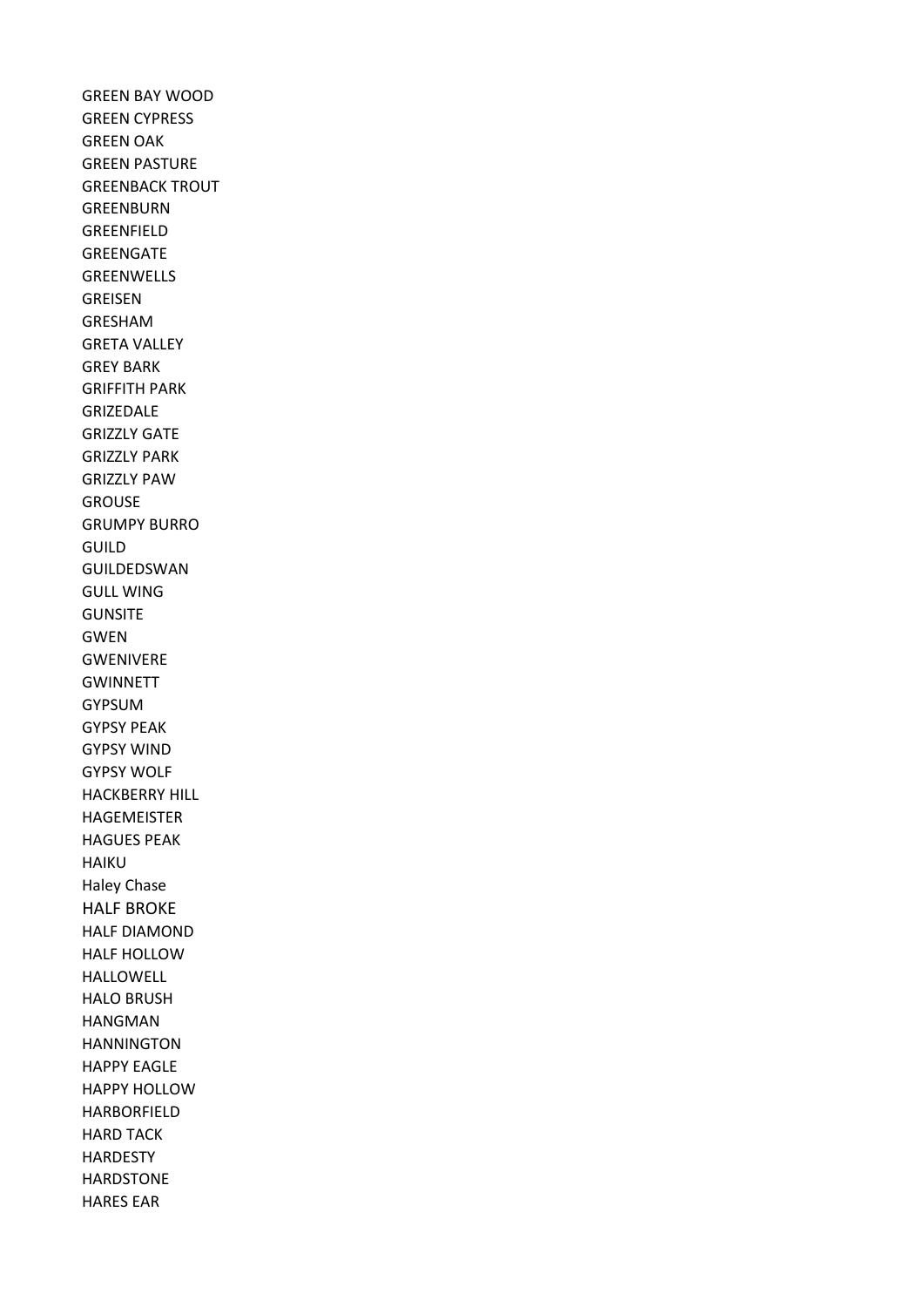GREEN BAY WOOD
GREEN CYPRESS
GREEN OAK
GREEN PASTURE
GREENBACK TROUT
GREENBURN
GREENFIELD
GREENGATE
GREENWELLS
GREISEN
GRESHAM
GRETA VALLEY
GREY BARK
GRIFFITH PARK
GRIZEDALE
GRIZZLY GATE
GRIZZLY PARK
GRIZZLY PAW
GROUSE
GRUMPY BURRO
GUILD
GUILDEDSWAN
GULL WING
GUNSITE
GWEN
GWENIVERE
GWINNETT
GYPSUM
GYPSY PEAK
GYPSY WIND
GYPSY WOLF
HACKBERRY HILL
HAGEMEISTER
HAGUES PEAK
HAIKU
Haley Chase
HALF BROKE
HALF DIAMOND
HALF HOLLOW
HALLOWELL
HALO BRUSH
HANGMAN
HANNINGTON
HAPPY EAGLE
HAPPY HOLLOW
HARBORFIELD
HARD TACK
HARDESTY
HARDSTONE
HARES EAR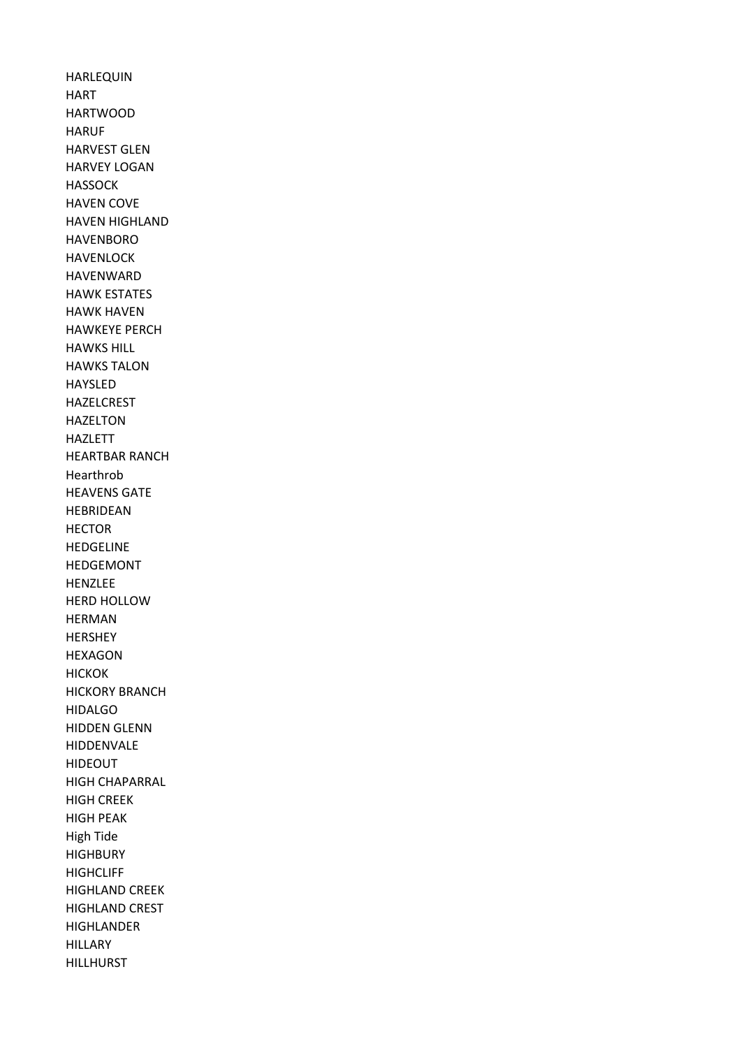HARLEQUIN
HART
HARTWOOD
HARUF
HARVEST GLEN
HARVEY LOGAN
HASSOCK
HAVEN COVE
HAVEN HIGHLAND
HAVENBORO
HAVENLOCK
HAVENWARD
HAWK ESTATES
HAWK HAVEN
HAWKEYE PERCH
HAWKS HILL
HAWKS TALON
HAYSLED
HAZELCREST
HAZELTON
HAZLETT
HEARTBAR RANCH
Hearthrob
HEAVENS GATE
HEBRIDEAN
HECTOR
HEDGELINE
HEDGEMONT
HENZLEE
HERD HOLLOW
HERMAN
HERSHEY
HEXAGON
HICKOK
HICKORY BRANCH
HIDALGO
HIDDEN GLENN
HIDDENVALE
HIDEOUT
HIGH CHAPARRAL
HIGH CREEK
HIGH PEAK
High Tide
HIGHBURY
HIGHCLIFF
HIGHLAND CREEK
HIGHLAND CREST
HIGHLANDER
HILLARY
HILLHURST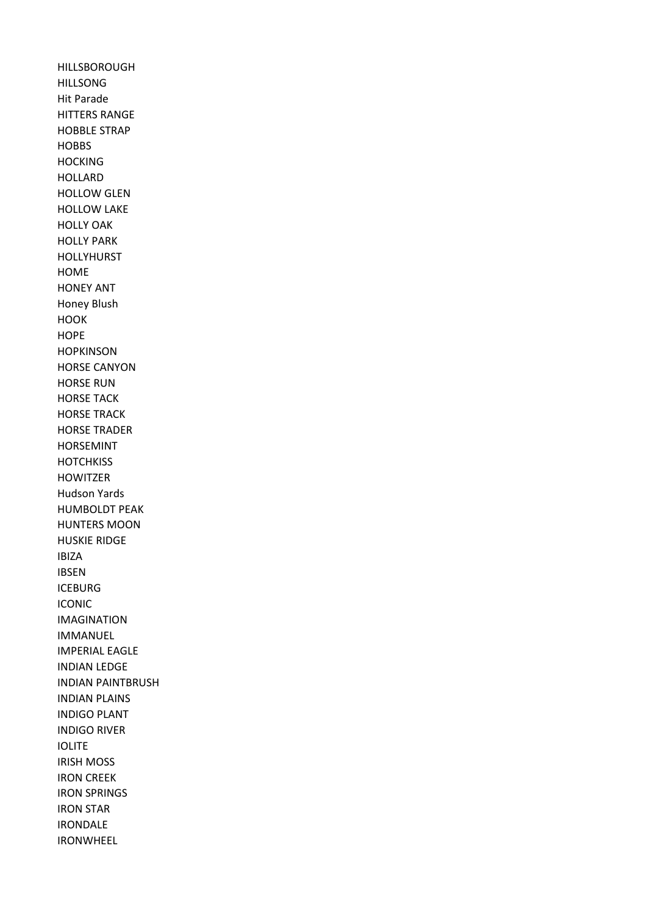HILLSBOROUGH
HILLSONG
Hit Parade
HITTERS RANGE
HOBBLE STRAP
HOBBS
HOCKING
HOLLARD
HOLLOW GLEN
HOLLOW LAKE
HOLLY OAK
HOLLY PARK
HOLLYHURST
HOME
HONEY ANT
Honey Blush
HOOK
HOPE
HOPKINSON
HORSE CANYON
HORSE RUN
HORSE TACK
HORSE TRACK
HORSE TRADER
HORSEMINT
HOTCHKISS
HOWITZER
Hudson Yards
HUMBOLDT PEAK
HUNTERS MOON
HUSKIE RIDGE
IBIZA
IBSEN
ICEBURG
ICONIC
IMAGINATION
IMMANUEL
IMPERIAL EAGLE
INDIAN LEDGE
INDIAN PAINTBRUSH
INDIAN PLAINS
INDIGO PLANT
INDIGO RIVER
IOLITE
IRISH MOSS
IRON CREEK
IRON SPRINGS
IRON STAR
IRONDALE
IRONWHEEL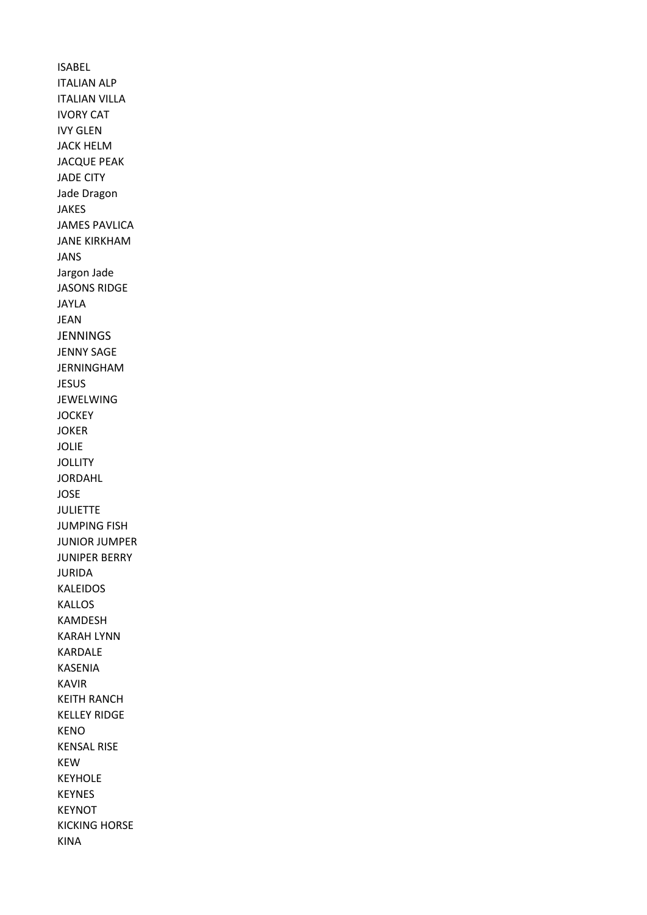ISABEL
ITALIAN ALP
ITALIAN VILLA
IVORY CAT
IVY GLEN
JACK HELM
JACQUE PEAK
JADE CITY
Jade Dragon
JAKES
JAMES PAVLICA
JANE KIRKHAM
JANS
Jargon Jade
JASONS RIDGE
JAYLA
JEAN
JENNINGS
JENNY SAGE
JERNINGHAM
JESUS
JEWELWING
JOCKEY
JOKER
JOLIE
JOLLITY
JORDAHL
JOSE
JULIETTE
JUMPING FISH
JUNIOR JUMPER
JUNIPER BERRY
JURIDA
KALEIDOS
KALLOS
KAMDESH
KARAH LYNN
KARDALE
KASENIA
KAVIR
KEITH RANCH
KELLEY RIDGE
KENO
KENSAL RISE
KEW
KEYHOLE
KEYNES
KEYNOT
KICKING HORSE
KINA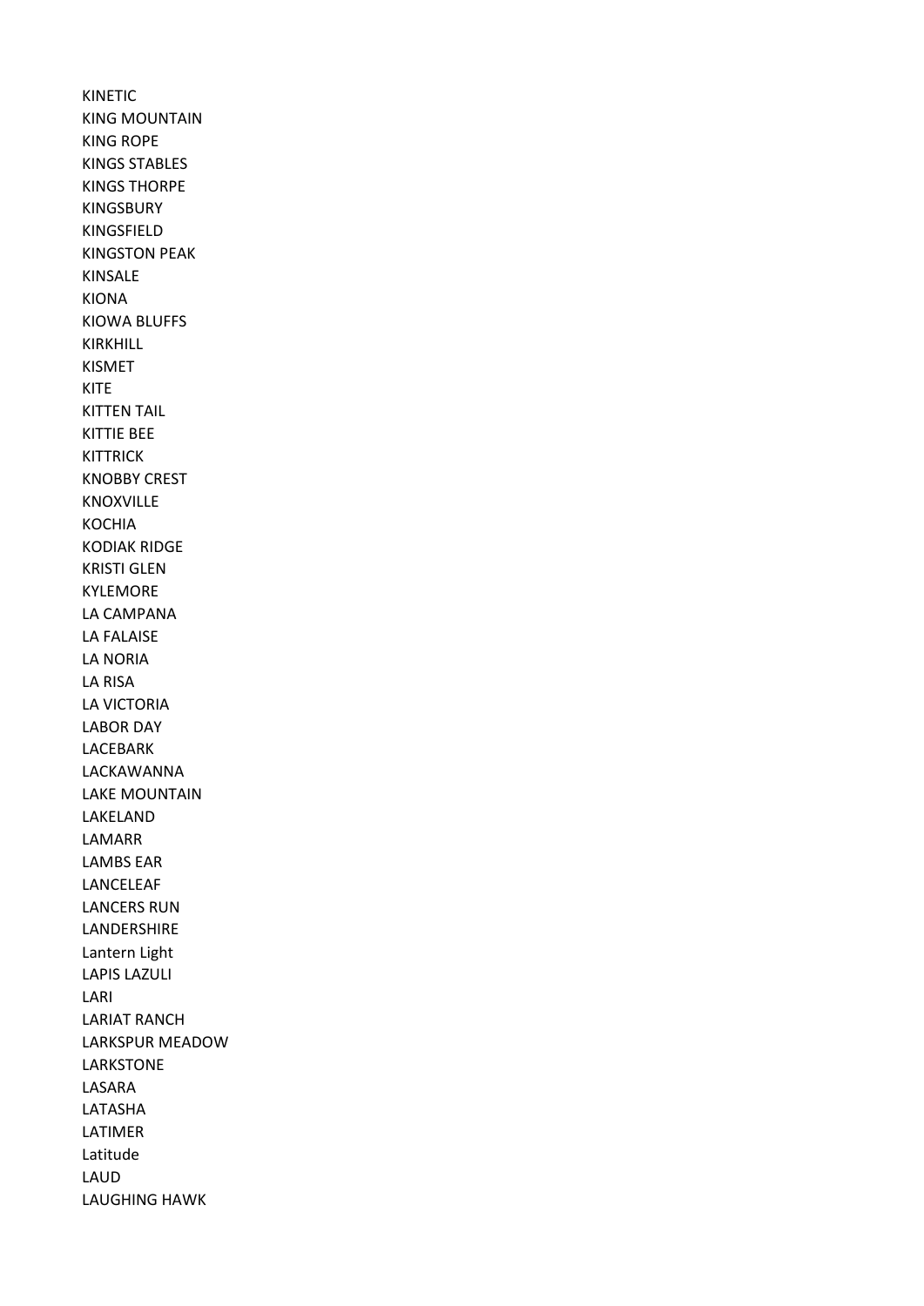KINETIC
KING MOUNTAIN
KING ROPE
KINGS STABLES
KINGS THORPE
KINGSBURY
KINGSFIELD
KINGSTON PEAK
KINSALE
KIONA
KIOWA BLUFFS
KIRKHILL
KISMET
KITE
KITTEN TAIL
KITTIE BEE
KITTRICK
KNOBBY CREST
KNOXVILLE
KOCHIA
KODIAK RIDGE
KRISTI GLEN
KYLEMORE
LA CAMPANA
LA FALAISE
LA NORIA
LA RISA
LA VICTORIA
LABOR DAY
LACEBARK
LACKAWANNA
LAKE MOUNTAIN
LAKELAND
LAMARR
LAMBS EAR
LANCELEAF
LANCERS RUN
LANDERSHIRE
Lantern Light
LAPIS LAZULI
LARI
LARIAT RANCH
LARKSPUR MEADOW
LARKSTONE
LASARA
LATASHA
LATIMER
Latitude
LAUD
LAUGHING HAWK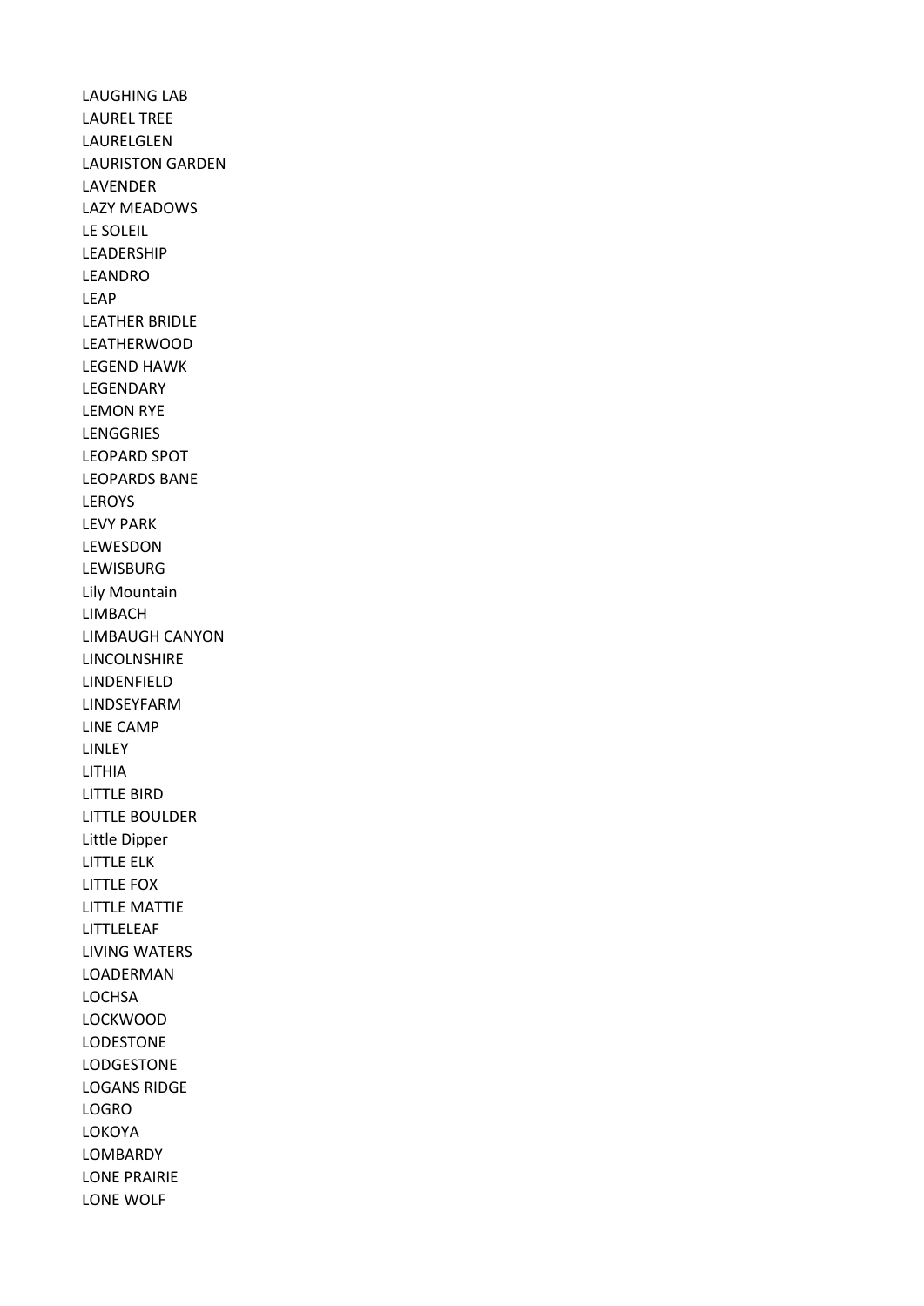LAUGHING LAB
LAUREL TREE
LAURELGLEN
LAURISTON GARDEN
LAVENDER
LAZY MEADOWS
LE SOLEIL
LEADERSHIP
LEANDRO
LEAP
LEATHER BRIDLE
LEATHERWOOD
LEGEND HAWK
LEGENDARY
LEMON RYE
LENGGRIES
LEOPARD SPOT
LEOPARDS BANE
LEROYS
LEVY PARK
LEWESDON
LEWISBURG
Lily Mountain
LIMBACH
LIMBAUGH CANYON
LINCOLNSHIRE
LINDENFIELD
LINDSEYFARM
LINE CAMP
LINLEY
LITHIA
LITTLE BIRD
LITTLE BOULDER
Little Dipper
LITTLE ELK
LITTLE FOX
LITTLE MATTIE
LITTLELEAF
LIVING WATERS
LOADERMAN
LOCHSA
LOCKWOOD
LODESTONE
LODGESTONE
LOGANS RIDGE
LOGRO
LOKOYA
LOMBARDY
LONE PRAIRIE
LONE WOLF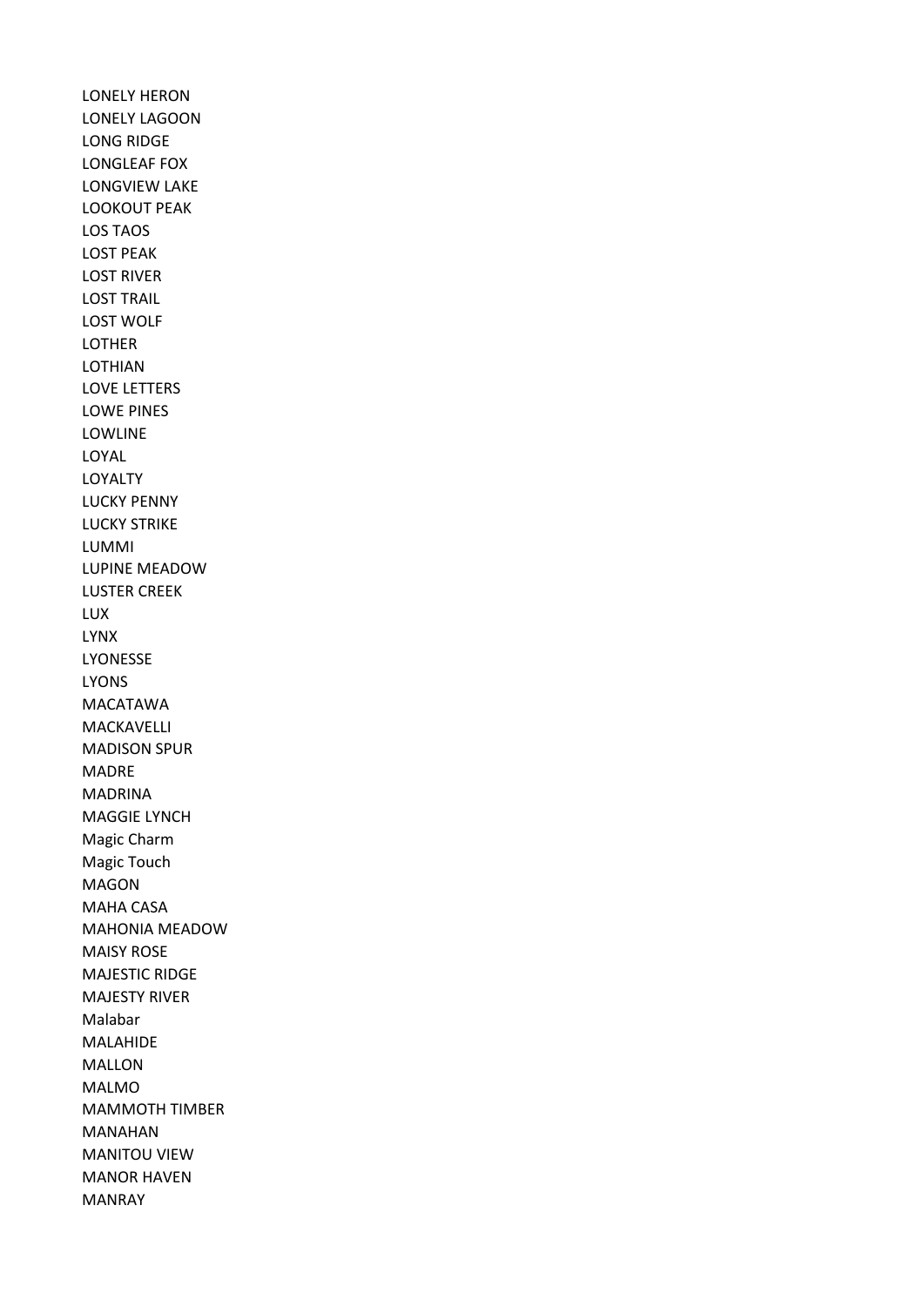LONELY HERON
LONELY LAGOON
LONG RIDGE
LONGLEAF FOX
LONGVIEW LAKE
LOOKOUT PEAK
LOS TAOS
LOST PEAK
LOST RIVER
LOST TRAIL
LOST WOLF
LOTHER
LOTHIAN
LOVE LETTERS
LOWE PINES
LOWLINE
LOYAL
LOYALTY
LUCKY PENNY
LUCKY STRIKE
LUMMI
LUPINE MEADOW
LUSTER CREEK
LUX
LYNX
LYONESSE
LYONS
MACATAWA
MACKAVELLI
MADISON SPUR
MADRE
MADRINA
MAGGIE LYNCH
Magic Charm
Magic Touch
MAGON
MAHA CASA
MAHONIA MEADOW
MAISY ROSE
MAJESTIC RIDGE
MAJESTY RIVER
Malabar
MALAHIDE
MALLON
MALMO
MAMMOTH TIMBER
MANAHAN
MANITOU VIEW
MANOR HAVEN
MANRAY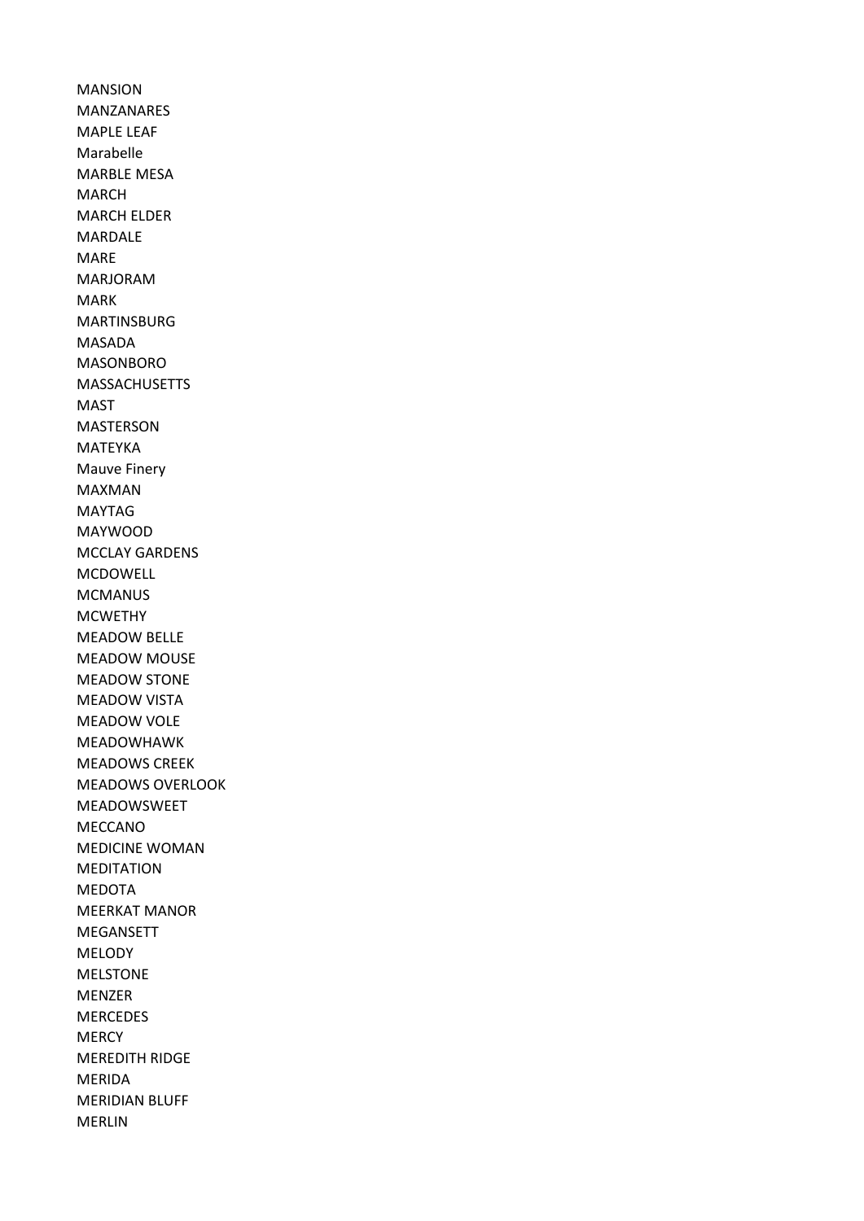MANSION
MANZANARES
MAPLE LEAF
Marabelle
MARBLE MESA
MARCH
MARCH ELDER
MARDALE
MARE
MARJORAM
MARK
MARTINSBURG
MASADA
MASONBORO
MASSACHUSETTS
MAST
MASTERSON
MATEYKA
Mauve Finery
MAXMAN
MAYTAG
MAYWOOD
MCCLAY GARDENS
MCDOWELL
MCMANUS
MCWETHY
MEADOW BELLE
MEADOW MOUSE
MEADOW STONE
MEADOW VISTA
MEADOW VOLE
MEADOWHAWK
MEADOWS CREEK
MEADOWS OVERLOOK
MEADOWSWEET
MECCANO
MEDICINE WOMAN
MEDITATION
MEDOTA
MEERKAT MANOR
MEGANSETT
MELODY
MELSTONE
MENZER
MERCEDES
MERCY
MEREDITH RIDGE
MERIDA
MERIDIAN BLUFF
MERLIN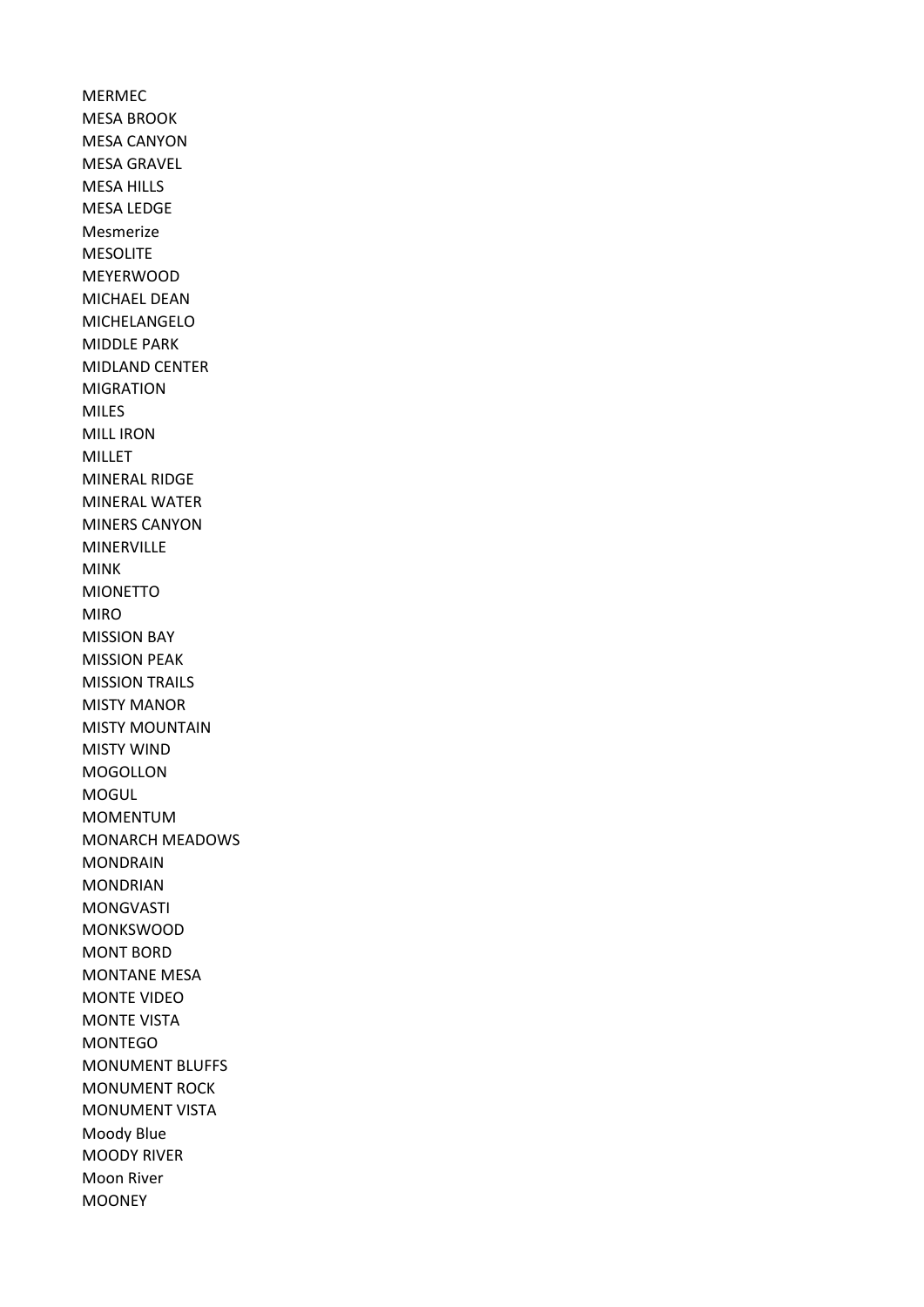MERMEC
MESA BROOK
MESA CANYON
MESA GRAVEL
MESA HILLS
MESA LEDGE
Mesmerize
MESOLITE
MEYERWOOD
MICHAEL DEAN
MICHELANGELO
MIDDLE PARK
MIDLAND CENTER
MIGRATION
MILES
MILL IRON
MILLET
MINERAL RIDGE
MINERAL WATER
MINERS CANYON
MINERVILLE
MINK
MIONETTO
MIRO
MISSION BAY
MISSION PEAK
MISSION TRAILS
MISTY MANOR
MISTY MOUNTAIN
MISTY WIND
MOGOLLON
MOGUL
MOMENTUM
MONARCH MEADOWS
MONDRAIN
MONDRIAN
MONGVASTI
MONKSWOOD
MONT BORD
MONTANE MESA
MONTE VIDEO
MONTE VISTA
MONTEGO
MONUMENT BLUFFS
MONUMENT ROCK
MONUMENT VISTA
Moody Blue
MOODY RIVER
Moon River
MOONEY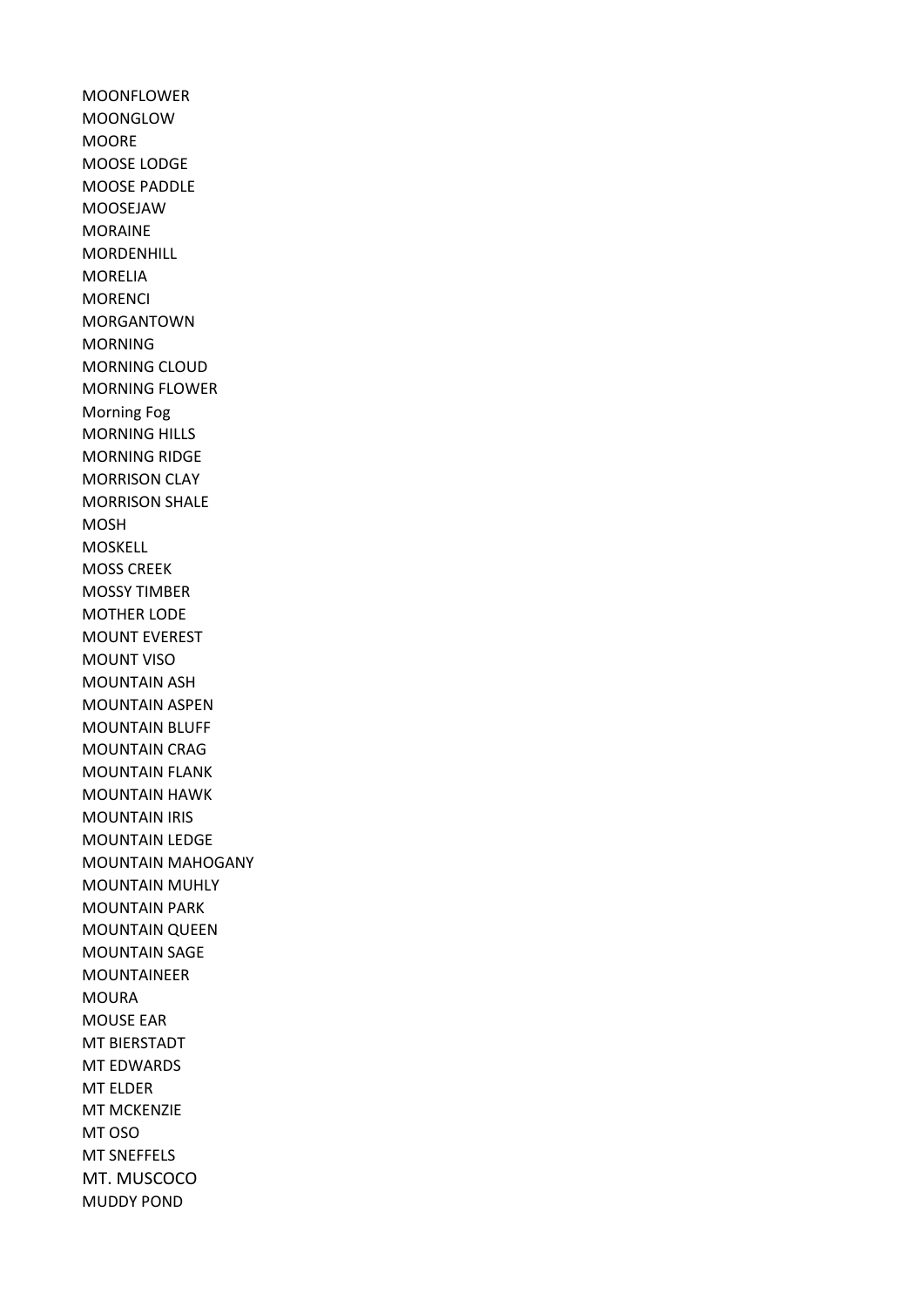MOONFLOWER
MOONGLOW
MOORE
MOOSE LODGE
MOOSE PADDLE
MOOSEJAW
MORAINE
MORDENHILL
MORELIA
MORENCI
MORGANTOWN
MORNING
MORNING CLOUD
MORNING FLOWER
Morning Fog
MORNING HILLS
MORNING RIDGE
MORRISON CLAY
MORRISON SHALE
MOSH
MOSKELL
MOSS CREEK
MOSSY TIMBER
MOTHER LODE
MOUNT EVEREST
MOUNT VISO
MOUNTAIN ASH
MOUNTAIN ASPEN
MOUNTAIN BLUFF
MOUNTAIN CRAG
MOUNTAIN FLANK
MOUNTAIN HAWK
MOUNTAIN IRIS
MOUNTAIN LEDGE
MOUNTAIN MAHOGANY
MOUNTAIN MUHLY
MOUNTAIN PARK
MOUNTAIN QUEEN
MOUNTAIN SAGE
MOUNTAINEER
MOURA
MOUSE EAR
MT BIERSTADT
MT EDWARDS
MT ELDER
MT MCKENZIE
MT OSO
MT SNEFFELS
MT. MUSCOCO
MUDDY POND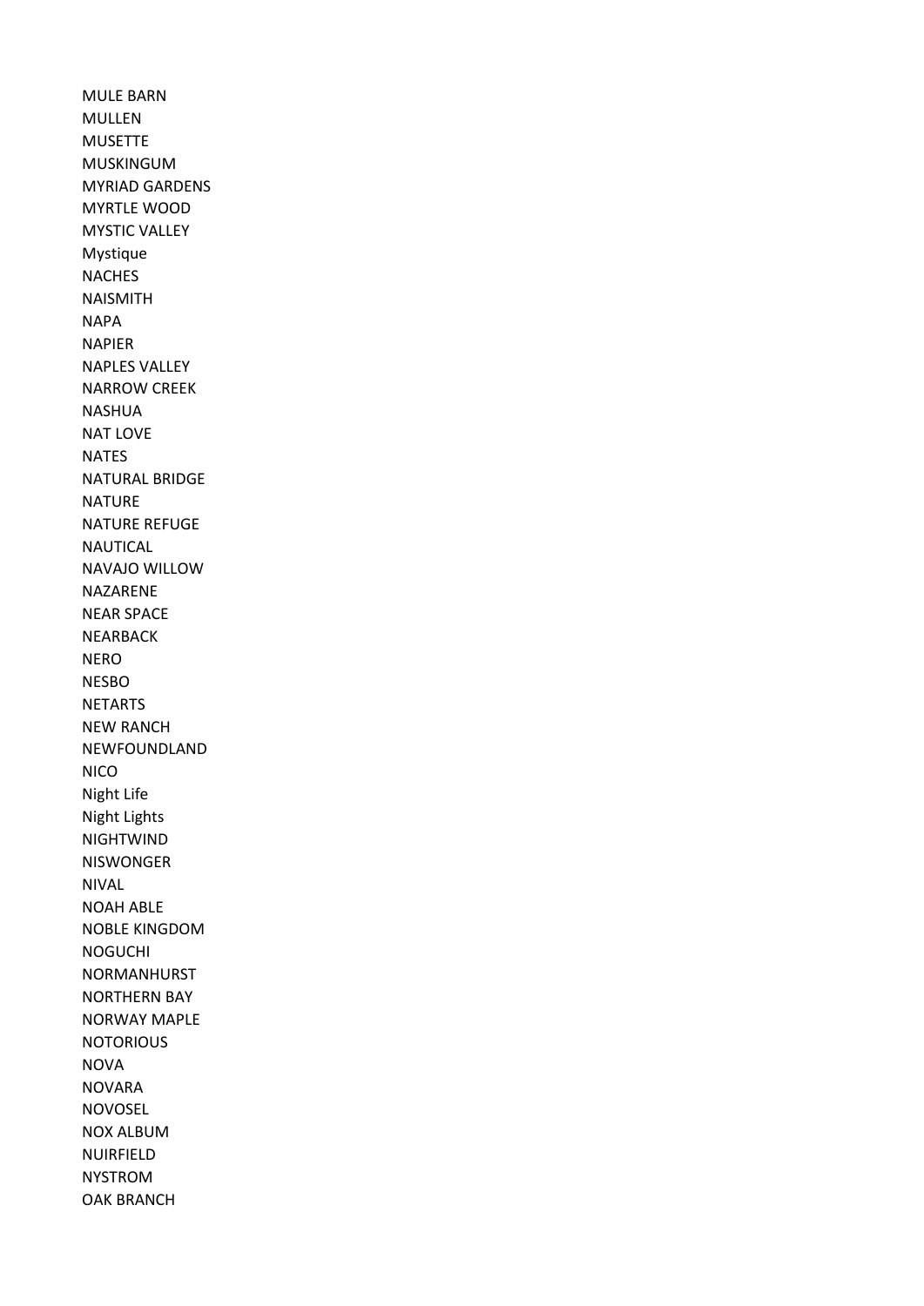MULE BARN
MULLEN
MUSETTE
MUSKINGUM
MYRIAD GARDENS
MYRTLE WOOD
MYSTIC VALLEY
Mystique
NACHES
NAISMITH
NAPA
NAPIER
NAPLES VALLEY
NARROW CREEK
NASHUA
NAT LOVE
NATES
NATURAL BRIDGE
NATURE
NATURE REFUGE
NAUTICAL
NAVAJO WILLOW
NAZARENE
NEAR SPACE
NEARBACK
NERO
NESBO
NETARTS
NEW RANCH
NEWFOUNDLAND
NICO
Night Life
Night Lights
NIGHTWIND
NISWONGER
NIVAL
NOAH ABLE
NOBLE KINGDOM
NOGUCHI
NORMANHURST
NORTHERN BAY
NORWAY MAPLE
NOTORIOUS
NOVA
NOVARA
NOVOSEL
NOX ALBUM
NUIRFIELD
NYSTROM
OAK BRANCH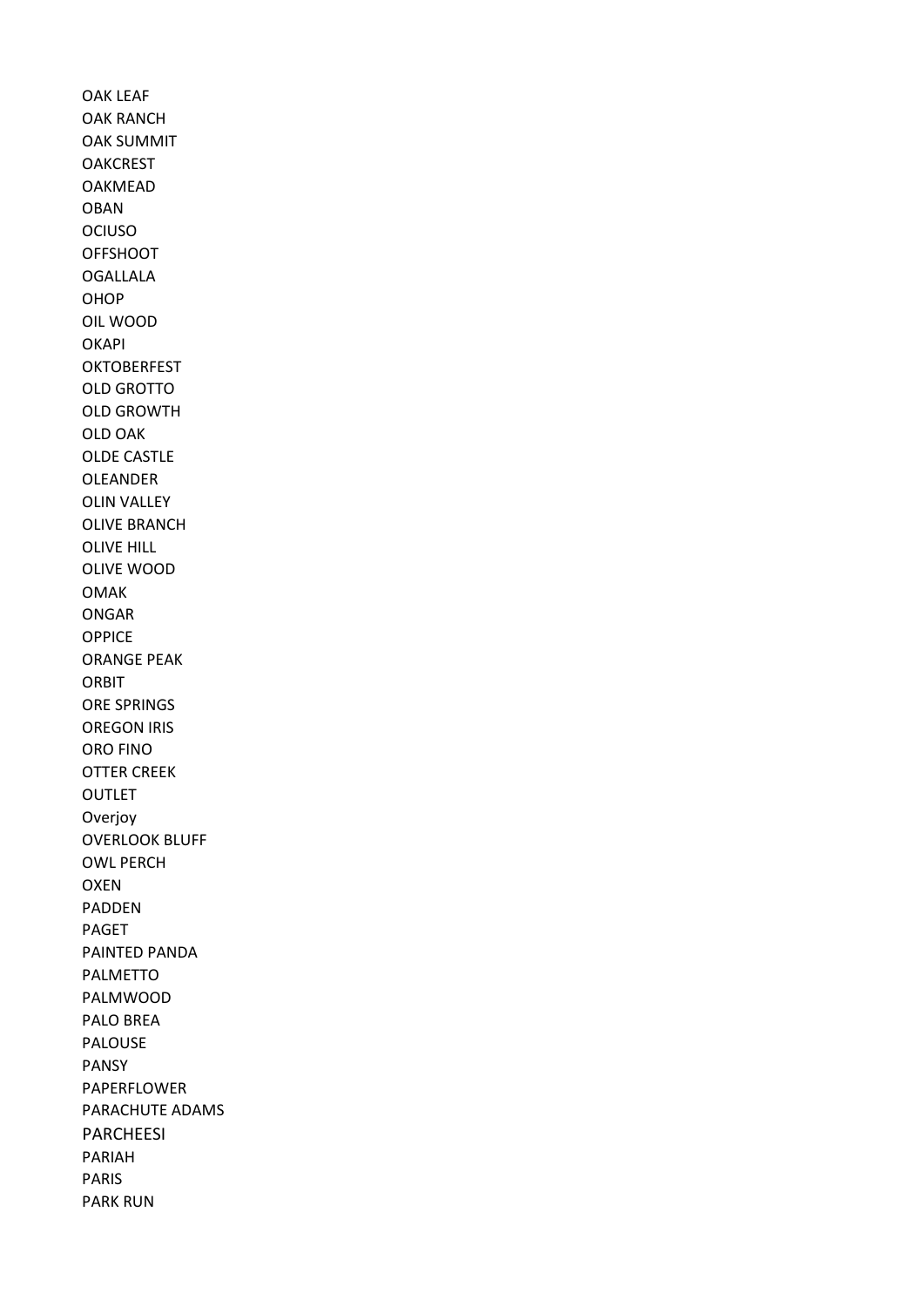OAK LEAF
OAK RANCH
OAK SUMMIT
OAKCREST
OAKMEAD
OBAN
OCIUSO
OFFSHOOT
OGALLALA
OHOP
OIL WOOD
OKAPI
OKTOBERFEST
OLD GROTTO
OLD GROWTH
OLD OAK
OLDE CASTLE
OLEANDER
OLIN VALLEY
OLIVE BRANCH
OLIVE HILL
OLIVE WOOD
OMAK
ONGAR
OPPICE
ORANGE PEAK
ORBIT
ORE SPRINGS
OREGON IRIS
ORO FINO
OTTER CREEK
OUTLET
Overjoy
OVERLOOK BLUFF
OWL PERCH
OXEN
PADDEN
PAGET
PAINTED PANDA
PALMETTO
PALMWOOD
PALO BREA
PALOUSE
PANSY
PAPERFLOWER
PARACHUTE ADAMS
PARCHEESI
PARIAH
PARIS
PARK RUN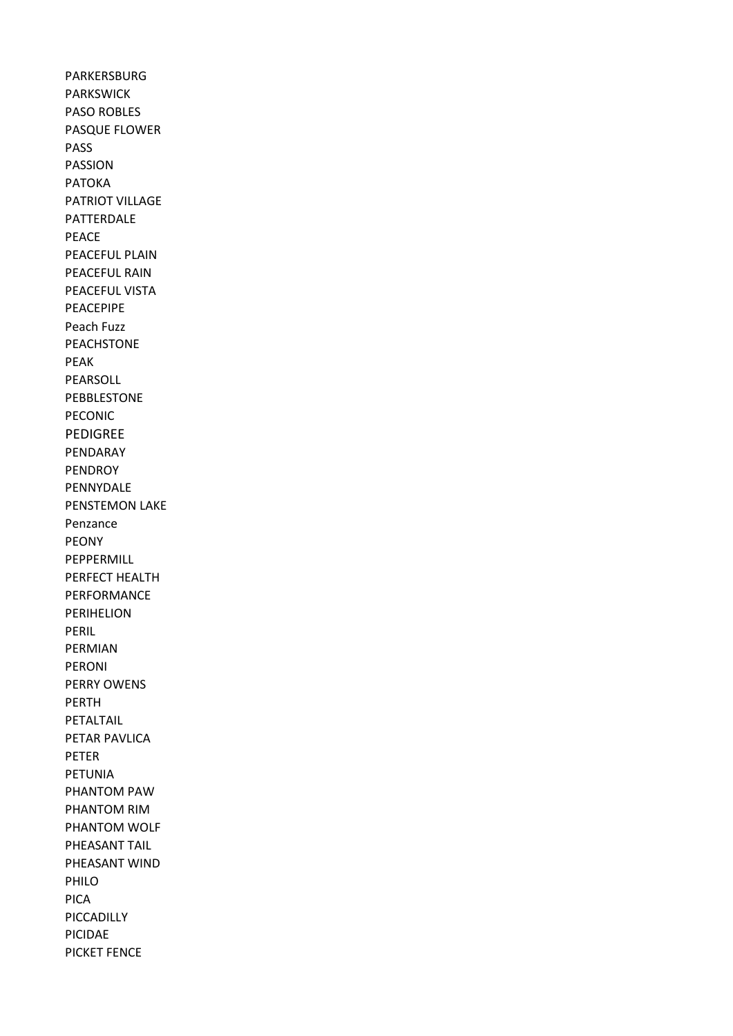PARKERSBURG
PARKSWICK
PASO ROBLES
PASQUE FLOWER
PASS
PASSION
PATOKA
PATRIOT VILLAGE
PATTERDALE
PEACE
PEACEFUL PLAIN
PEACEFUL RAIN
PEACEFUL VISTA
PEACEPIPE
Peach Fuzz
PEACHSTONE
PEAK
PEARSOLL
PEBBLESTONE
PECONIC
PEDIGREE
PENDARAY
PENDROY
PENNYDALE
PENSTEMON LAKE
Penzance
PEONY
PEPPERMILL
PERFECT HEALTH
PERFORMANCE
PERIHELION
PERIL
PERMIAN
PERONI
PERRY OWENS
PERTH
PETALTAIL
PETAR PAVLICA
PETER
PETUNIA
PHANTOM PAW
PHANTOM RIM
PHANTOM WOLF
PHEASANT TAIL
PHEASANT WIND
PHILO
PICA
PICCADILLY
PICIDAE
PICKET FENCE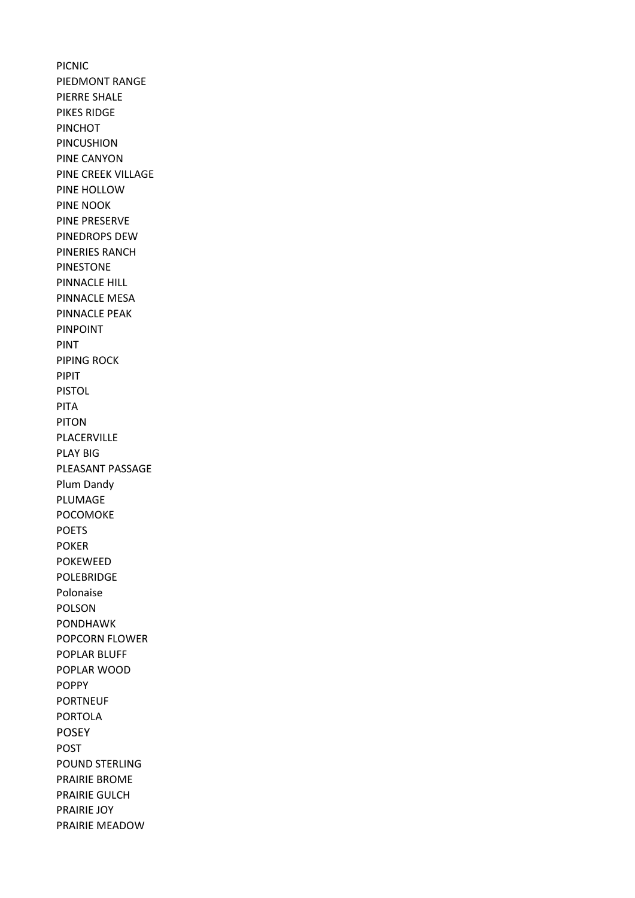PICNIC
PIEDMONT RANGE
PIERRE SHALE
PIKES RIDGE
PINCHOT
PINCUSHION
PINE CANYON
PINE CREEK VILLAGE
PINE HOLLOW
PINE NOOK
PINE PRESERVE
PINEDROPS DEW
PINERIES RANCH
PINESTONE
PINNACLE HILL
PINNACLE MESA
PINNACLE PEAK
PINPOINT
PINT
PIPING ROCK
PIPIT
PISTOL
PITA
PITON
PLACERVILLE
PLAY BIG
PLEASANT PASSAGE
Plum Dandy
PLUMAGE
POCOMOKE
POETS
POKER
POKEWEED
POLEBRIDGE
Polonaise
POLSON
PONDHAWK
POPCORN FLOWER
POPLAR BLUFF
POPLAR WOOD
POPPY
PORTNEUF
PORTOLA
POSEY
POST
POUND STERLING
PRAIRIE BROME
PRAIRIE GULCH
PRAIRIE JOY
PRAIRIE MEADOW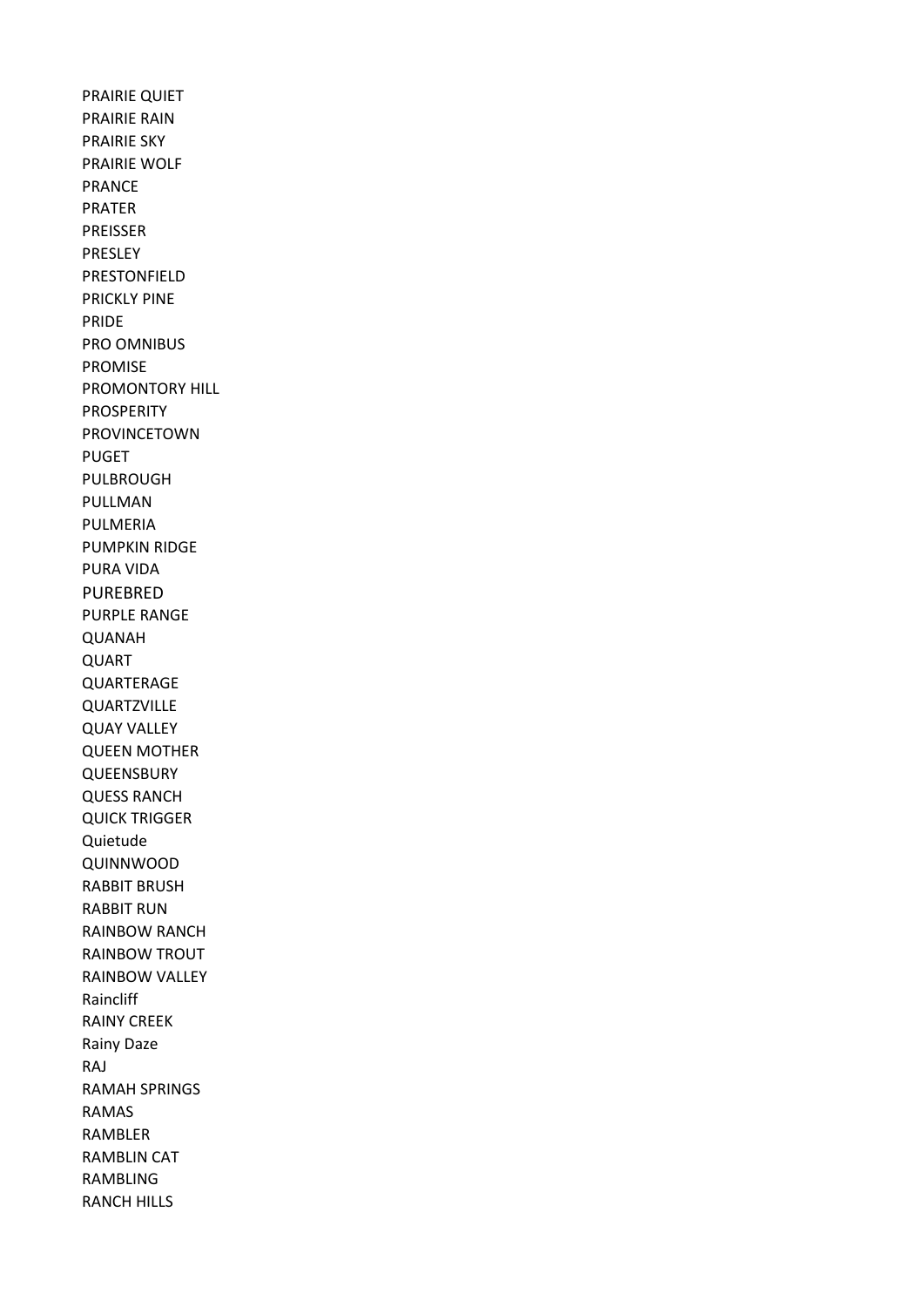PRAIRIE QUIET
PRAIRIE RAIN
PRAIRIE SKY
PRAIRIE WOLF
PRANCE
PRATER
PREISSER
PRESLEY
PRESTONFIELD
PRICKLY PINE
PRIDE
PRO OMNIBUS
PROMISE
PROMONTORY HILL
PROSPERITY
PROVINCETOWN
PUGET
PULBROUGH
PULLMAN
PULMERIA
PUMPKIN RIDGE
PURA VIDA
PUREBRED
PURPLE RANGE
QUANAH
QUART
QUARTERAGE
QUARTZVILLE
QUAY VALLEY
QUEEN MOTHER
QUEENSBURY
QUESS RANCH
QUICK TRIGGER
Quietude
QUINNWOOD
RABBIT BRUSH
RABBIT RUN
RAINBOW RANCH
RAINBOW TROUT
RAINBOW VALLEY
Raincliff
RAINY CREEK
Rainy Daze
RAJ
RAMAH SPRINGS
RAMAS
RAMBLER
RAMBLIN CAT
RAMBLING
RANCH HILLS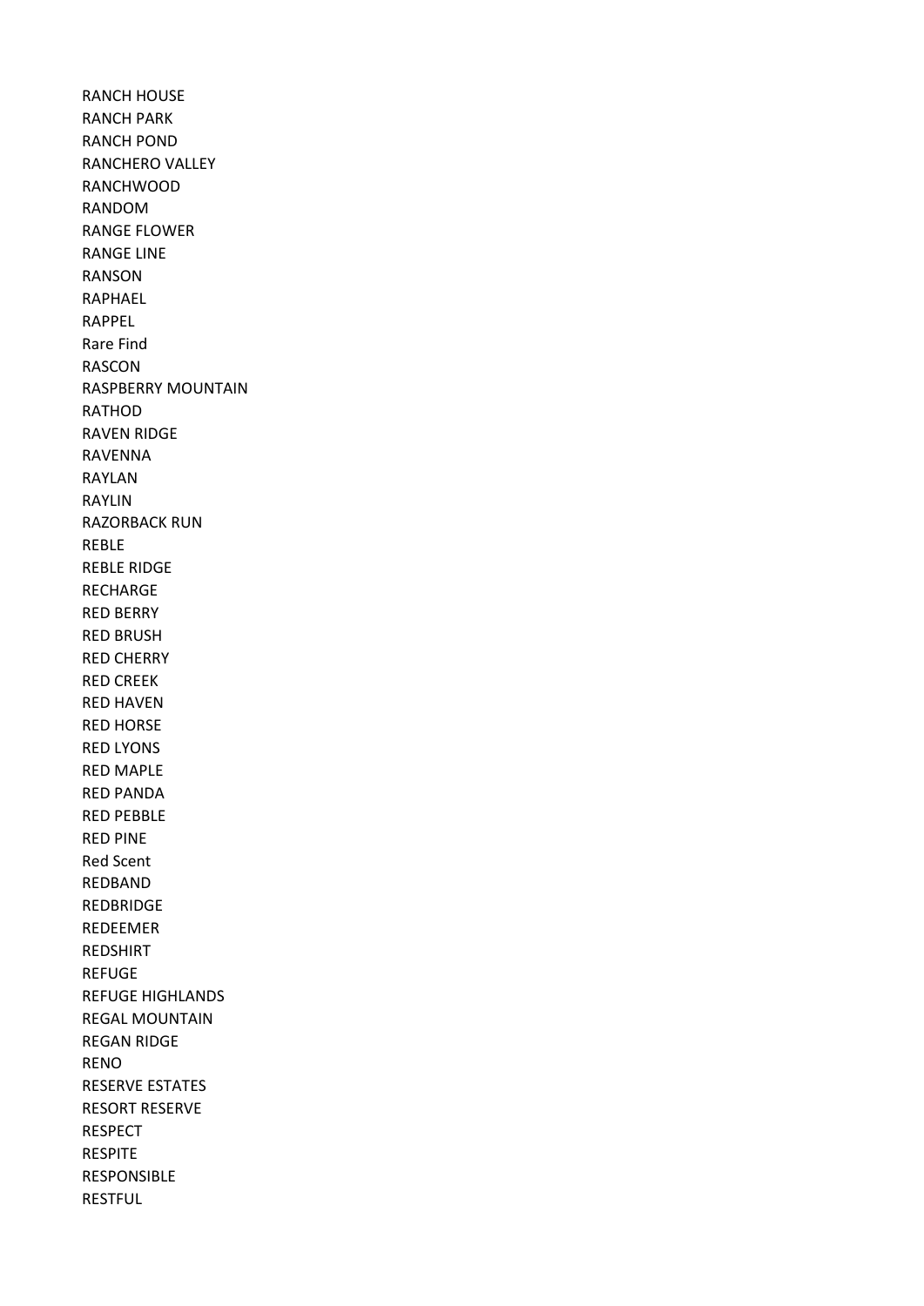RANCH HOUSE
RANCH PARK
RANCH POND
RANCHERO VALLEY
RANCHWOOD
RANDOM
RANGE FLOWER
RANGE LINE
RANSON
RAPHAEL
RAPPEL
Rare Find
RASCON
RASPBERRY MOUNTAIN
RATHOD
RAVEN RIDGE
RAVENNA
RAYLAN
RAYLIN
RAZORBACK RUN
REBLE
REBLE RIDGE
RECHARGE
RED BERRY
RED BRUSH
RED CHERRY
RED CREEK
RED HAVEN
RED HORSE
RED LYONS
RED MAPLE
RED PANDA
RED PEBBLE
RED PINE
Red Scent
REDBAND
REDBRIDGE
REDEEMER
REDSHIRT
REFUGE
REFUGE HIGHLANDS
REGAL MOUNTAIN
REGAN RIDGE
RENO
RESERVE ESTATES
RESORT RESERVE
RESPECT
RESPITE
RESPONSIBLE
RESTFUL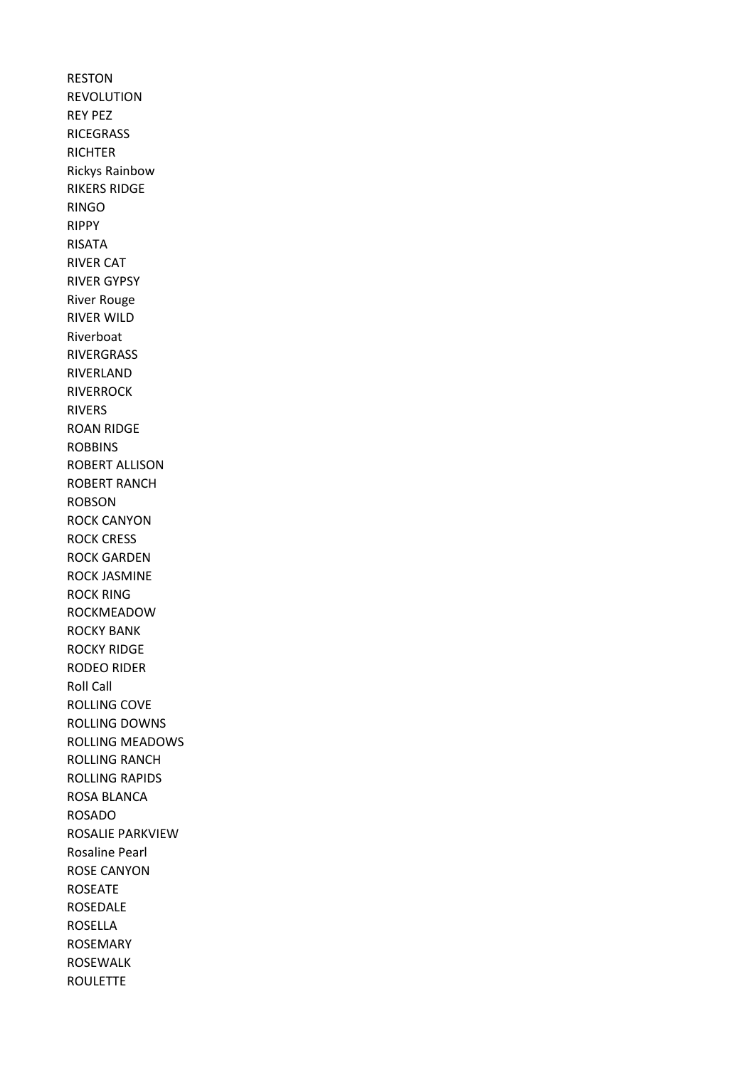RESTON
REVOLUTION
REY PEZ
RICEGRASS
RICHTER
Rickys Rainbow
RIKERS RIDGE
RINGO
RIPPY
RISATA
RIVER CAT
RIVER GYPSY
River Rouge
RIVER WILD
Riverboat
RIVERGRASS
RIVERLAND
RIVERROCK
RIVERS
ROAN RIDGE
ROBBINS
ROBERT ALLISON
ROBERT RANCH
ROBSON
ROCK CANYON
ROCK CRESS
ROCK GARDEN
ROCK JASMINE
ROCK RING
ROCKMEADOW
ROCKY BANK
ROCKY RIDGE
RODEO RIDER
Roll Call
ROLLING COVE
ROLLING DOWNS
ROLLING MEADOWS
ROLLING RANCH
ROLLING RAPIDS
ROSA BLANCA
ROSADO
ROSALIE PARKVIEW
Rosaline Pearl
ROSE CANYON
ROSEATE
ROSEDALE
ROSELLA
ROSEMARY
ROSEWALK
ROULETTE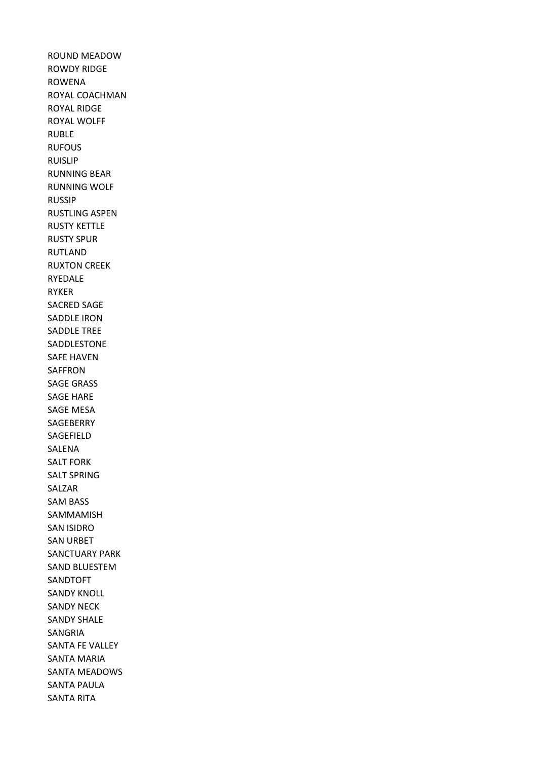ROUND MEADOW
ROWDY RIDGE
ROWENA
ROYAL COACHMAN
ROYAL RIDGE
ROYAL WOLFF
RUBLE
RUFOUS
RUISLIP
RUNNING BEAR
RUNNING WOLF
RUSSIP
RUSTLING ASPEN
RUSTY KETTLE
RUSTY SPUR
RUTLAND
RUXTON CREEK
RYEDALE
RYKER
SACRED SAGE
SADDLE IRON
SADDLE TREE
SADDLESTONE
SAFE HAVEN
SAFFRON
SAGE GRASS
SAGE HARE
SAGE MESA
SAGEBERRY
SAGEFIELD
SALENA
SALT FORK
SALT SPRING
SALZAR
SAM BASS
SAMMAMISH
SAN ISIDRO
SAN URBET
SANCTUARY PARK
SAND BLUESTEM
SANDTOFT
SANDY KNOLL
SANDY NECK
SANDY SHALE
SANGRIA
SANTA FE VALLEY
SANTA MARIA
SANTA MEADOWS
SANTA PAULA
SANTA RITA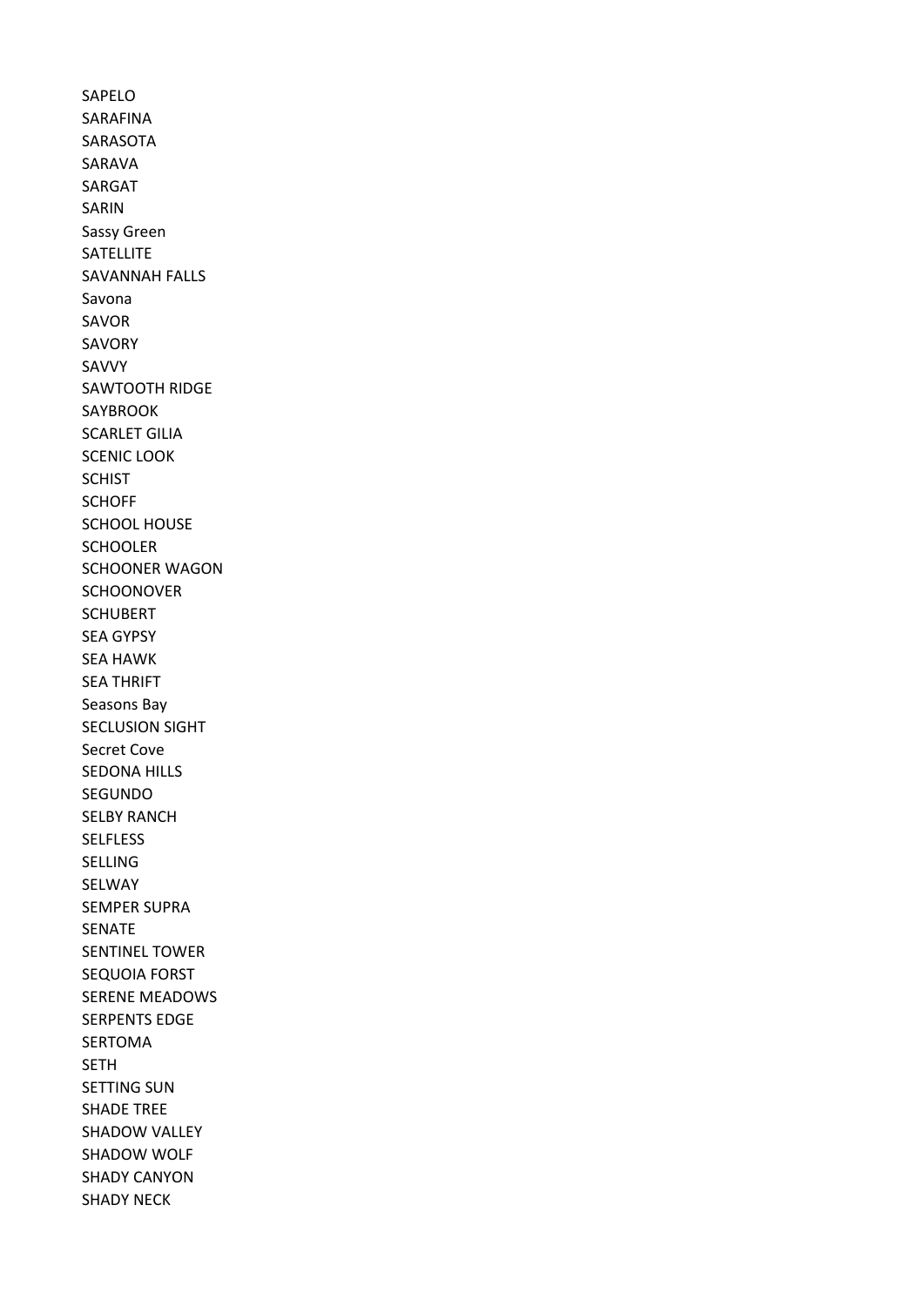SAPELO
SARAFINA
SARASOTA
SARAVA
SARGAT
SARIN
Sassy Green
SATELLITE
SAVANNAH FALLS
Savona
SAVOR
SAVORY
SAVVY
SAWTOOTH RIDGE
SAYBROOK
SCARLET GILIA
SCENIC LOOK
SCHIST
SCHOFF
SCHOOL HOUSE
SCHOOLER
SCHOONER WAGON
SCHOONOVER
SCHUBERT
SEA GYPSY
SEA HAWK
SEA THRIFT
Seasons Bay
SECLUSION SIGHT
Secret Cove
SEDONA HILLS
SEGUNDO
SELBY RANCH
SELFLESS
SELLING
SELWAY
SEMPER SUPRA
SENATE
SENTINEL TOWER
SEQUOIA FORST
SERENE MEADOWS
SERPENTS EDGE
SERTOMA
SETH
SETTING SUN
SHADE TREE
SHADOW VALLEY
SHADOW WOLF
SHADY CANYON
SHADY NECK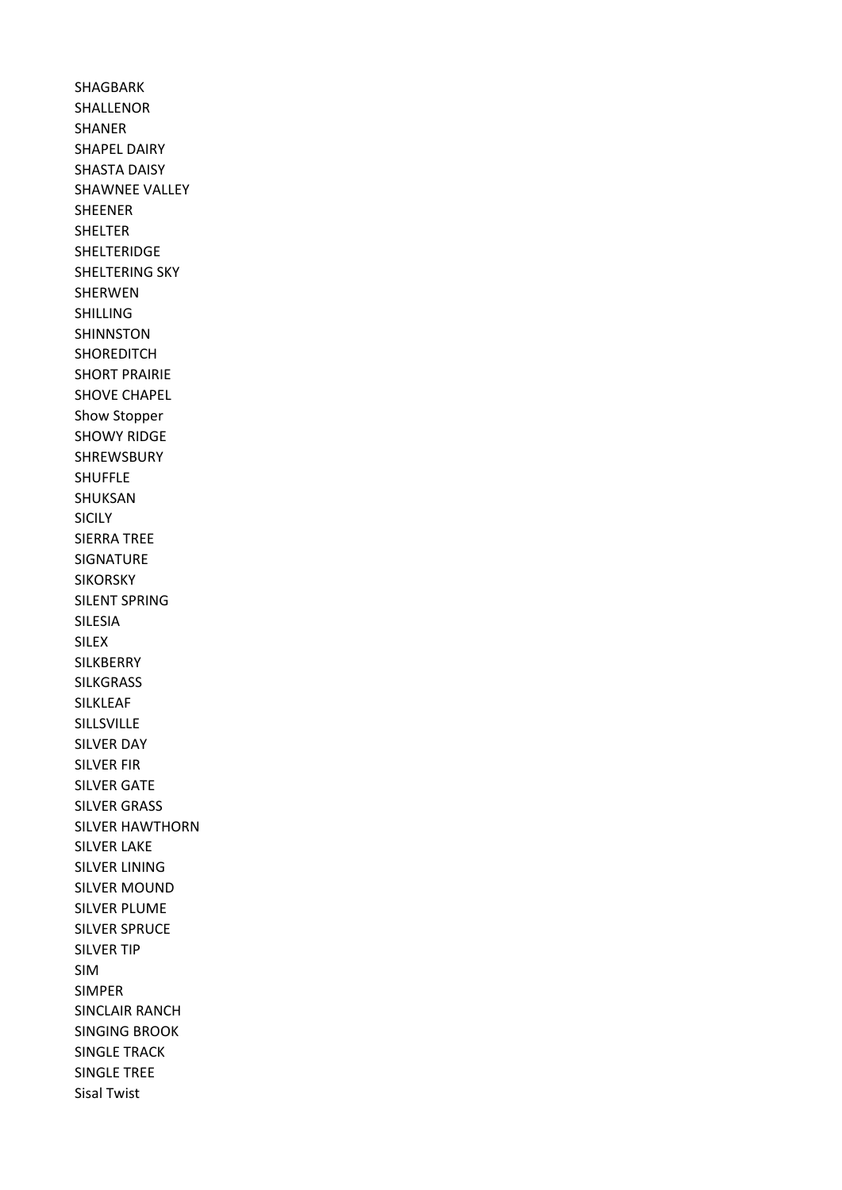SHAGBARK
SHALLENOR
SHANER
SHAPEL DAIRY
SHASTA DAISY
SHAWNEE VALLEY
SHEENER
SHELTER
SHELTERIDGE
SHELTERING SKY
SHERWEN
SHILLING
SHINNSTON
SHOREDITCH
SHORT PRAIRIE
SHOVE CHAPEL
Show Stopper
SHOWY RIDGE
SHREWSBURY
SHUFFLE
SHUKSAN
SICILY
SIERRA TREE
SIGNATURE
SIKORSKY
SILENT SPRING
SILESIA
SILEX
SILKBERRY
SILKGRASS
SILKLEAF
SILLSVILLE
SILVER DAY
SILVER FIR
SILVER GATE
SILVER GRASS
SILVER HAWTHORN
SILVER LAKE
SILVER LINING
SILVER MOUND
SILVER PLUME
SILVER SPRUCE
SILVER TIP
SIM
SIMPER
SINCLAIR RANCH
SINGING BROOK
SINGLE TRACK
SINGLE TREE
Sisal Twist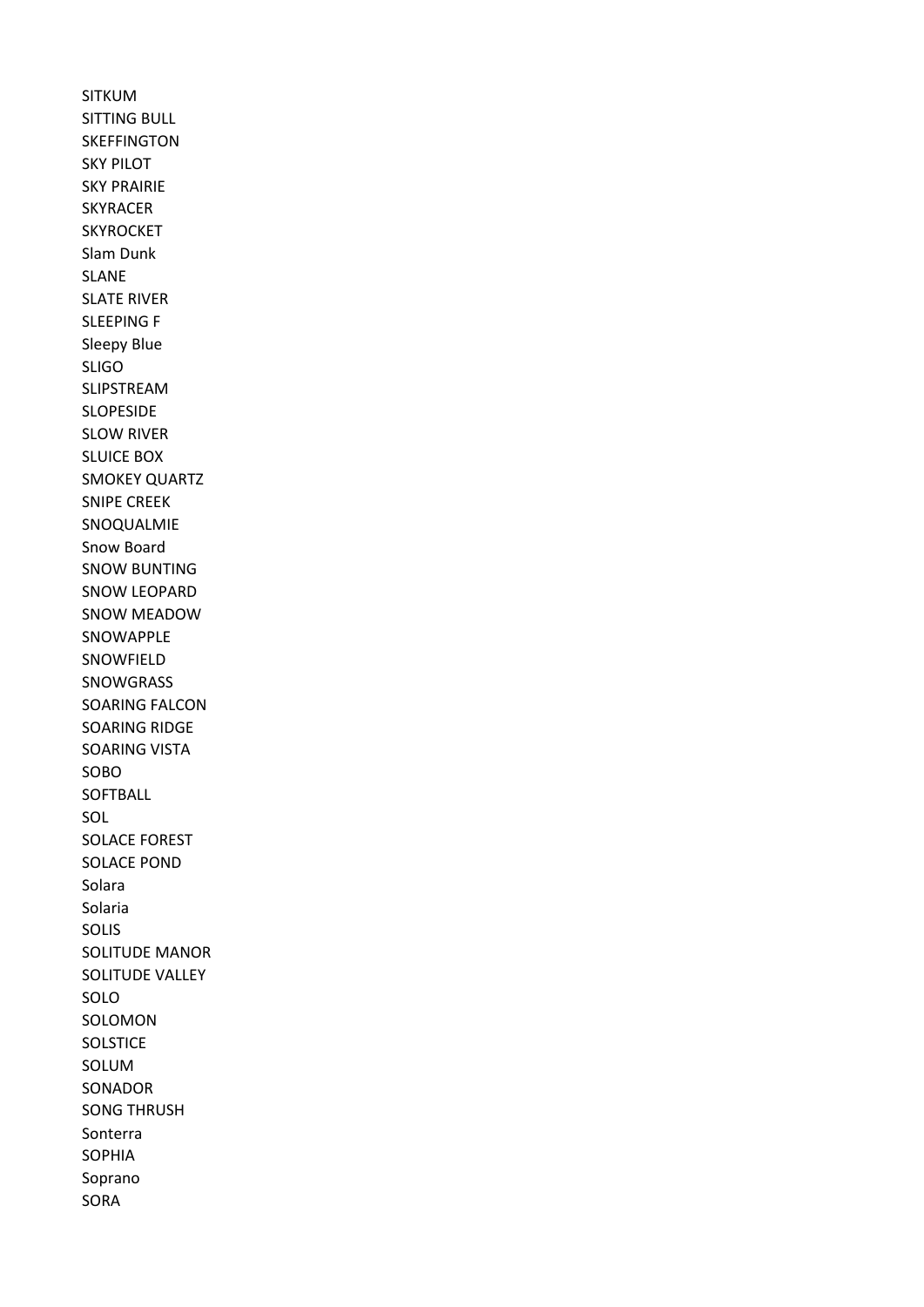SITKUM
SITTING BULL
SKEFFINGTON
SKY PILOT
SKY PRAIRIE
SKYRACER
SKYROCKET
Slam Dunk
SLANE
SLATE RIVER
SLEEPING F
Sleepy Blue
SLIGO
SLIPSTREAM
SLOPESIDE
SLOW RIVER
SLUICE BOX
SMOKEY QUARTZ
SNIPE CREEK
SNOQUALMIE
Snow Board
SNOW BUNTING
SNOW LEOPARD
SNOW MEADOW
SNOWAPPLE
SNOWFIELD
SNOWGRASS
SOARING FALCON
SOARING RIDGE
SOARING VISTA
SOBO
SOFTBALL
SOL
SOLACE FOREST
SOLACE POND
Solara
Solaria
SOLIS
SOLITUDE MANOR
SOLITUDE VALLEY
SOLO
SOLOMON
SOLSTICE
SOLUM
SONADOR
SONG THRUSH
Sonterra
SOPHIA
Soprano
SORA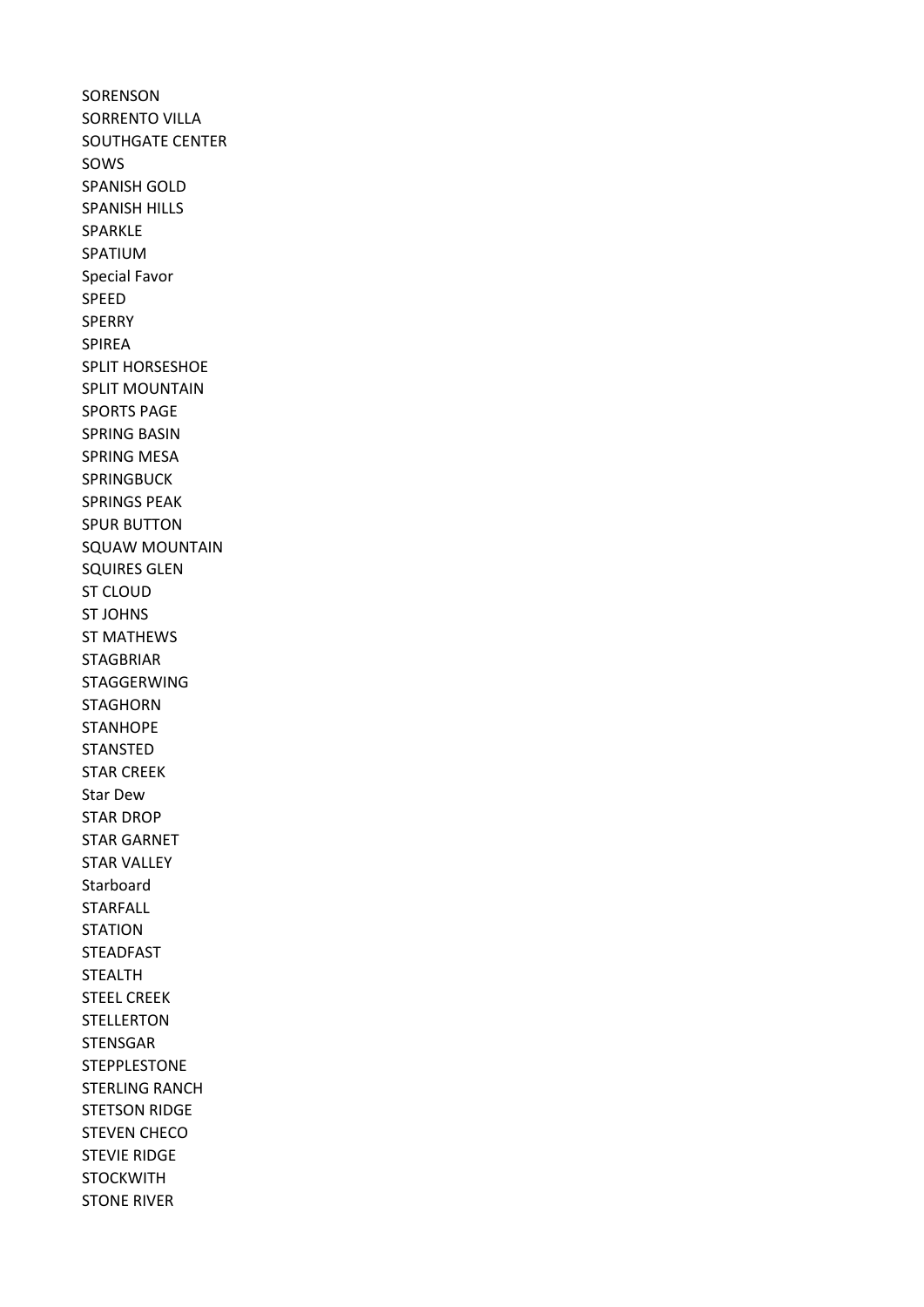SORENSON
SORRENTO VILLA
SOUTHGATE CENTER
SOWS
SPANISH GOLD
SPANISH HILLS
SPARKLE
SPATIUM
Special Favor
SPEED
SPERRY
SPIREA
SPLIT HORSESHOE
SPLIT MOUNTAIN
SPORTS PAGE
SPRING BASIN
SPRING MESA
SPRINGBUCK
SPRINGS PEAK
SPUR BUTTON
SQUAW MOUNTAIN
SQUIRES GLEN
ST CLOUD
ST JOHNS
ST MATHEWS
STAGBRIAR
STAGGERWING
STAGHORN
STANHOPE
STANSTED
STAR CREEK
Star Dew
STAR DROP
STAR GARNET
STAR VALLEY
Starboard
STARFALL
STATION
STEADFAST
STEALTH
STEEL CREEK
STELLERTON
STENSGAR
STEPPLESTONE
STERLING RANCH
STETSON RIDGE
STEVEN CHECO
STEVIE RIDGE
STOCKWITH
STONE RIVER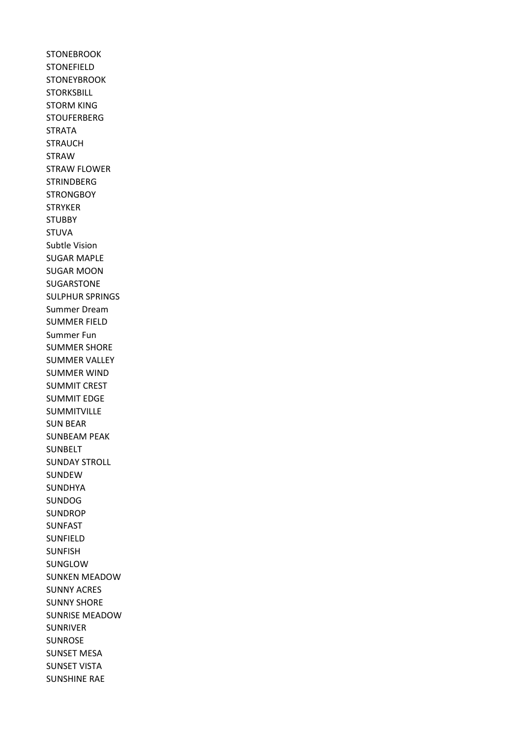STONEBROOK
STONEFIELD
STONEYBROOK
STORKSBILL
STORM KING
STOUFERBERG
STRATA
STRAUCH
STRAW
STRAW FLOWER
STRINDBERG
STRONGBOY
STRYKER
STUBBY
STUVA
Subtle Vision
SUGAR MAPLE
SUGAR MOON
SUGARSTONE
SULPHUR SPRINGS
Summer Dream
SUMMER FIELD
Summer Fun
SUMMER SHORE
SUMMER VALLEY
SUMMER WIND
SUMMIT CREST
SUMMIT EDGE
SUMMITVILLE
SUN BEAR
SUNBEAM PEAK
SUNBELT
SUNDAY STROLL
SUNDEW
SUNDHYA
SUNDOG
SUNDROP
SUNFAST
SUNFIELD
SUNFISH
SUNGLOW
SUNKEN MEADOW
SUNNY ACRES
SUNNY SHORE
SUNRISE MEADOW
SUNRIVER
SUNROSE
SUNSET MESA
SUNSET VISTA
SUNSHINE RAE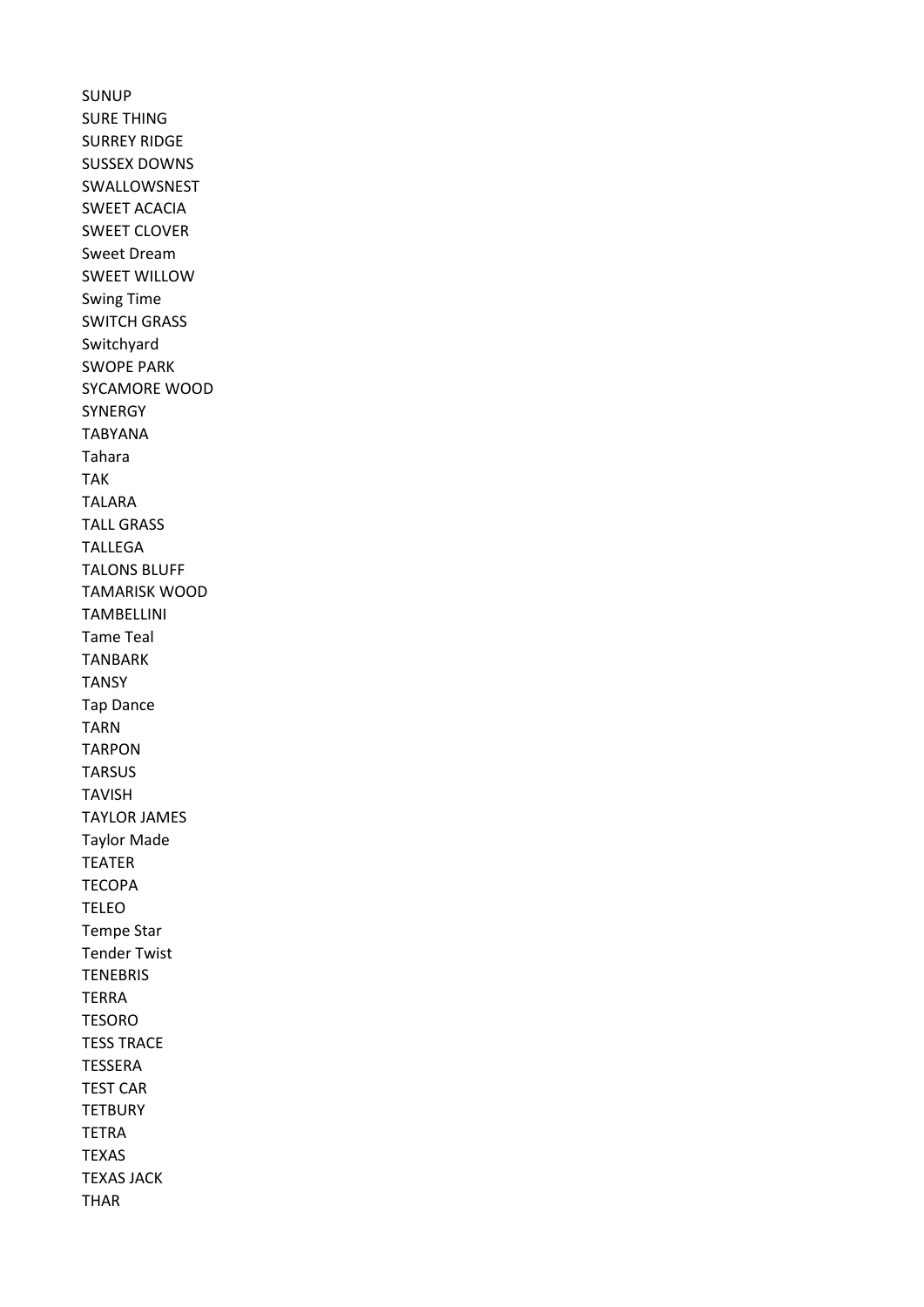SUNUP
SURE THING
SURREY RIDGE
SUSSEX DOWNS
SWALLOWSNEST
SWEET ACACIA
SWEET CLOVER
Sweet Dream
SWEET WILLOW
Swing Time
SWITCH GRASS
Switchyard
SWOPE PARK
SYCAMORE WOOD
SYNERGY
TABYANA
Tahara
TAK
TALARA
TALL GRASS
TALLEGA
TALONS BLUFF
TAMARISK WOOD
TAMBELLINI
Tame Teal
TANBARK
TANSY
Tap Dance
TARN
TARPON
TARSUS
TAVISH
TAYLOR JAMES
Taylor Made
TEATER
TECOPA
TELEO
Tempe Star
Tender Twist
TENEBRIS
TERRA
TESORO
TESS TRACE
TESSERA
TEST CAR
TETBURY
TETRA
TEXAS
TEXAS JACK
THAR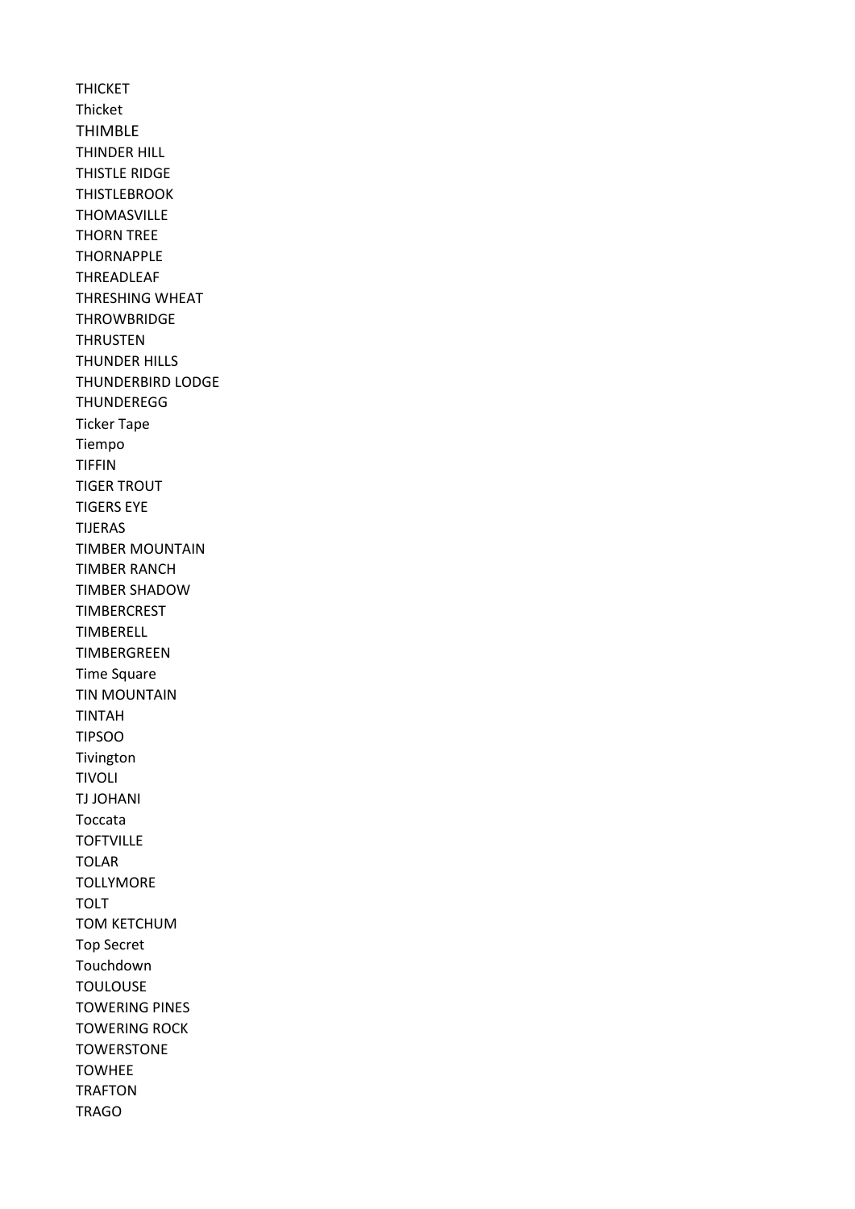THICKET
Thicket
THIMBLE
THINDER HILL
THISTLE RIDGE
THISTLEBROOK
THOMASVILLE
THORN TREE
THORNAPPLE
THREADLEAF
THRESHING WHEAT
THROWBRIDGE
THRUSTEN
THUNDER HILLS
THUNDERBIRD LODGE
THUNDEREGG
Ticker Tape
Tiempo
TIFFIN
TIGER TROUT
TIGERS EYE
TIJERAS
TIMBER MOUNTAIN
TIMBER RANCH
TIMBER SHADOW
TIMBERCREST
TIMBERELL
TIMBERGREEN
Time Square
TIN MOUNTAIN
TINTAH
TIPSOO
Tivington
TIVOLI
TJ JOHANI
Toccata
TOFTVILLE
TOLAR
TOLLYMORE
TOLT
TOM KETCHUM
Top Secret
Touchdown
TOULOUSE
TOWERING PINES
TOWERING ROCK
TOWERSTONE
TOWHEE
TRAFTON
TRAGO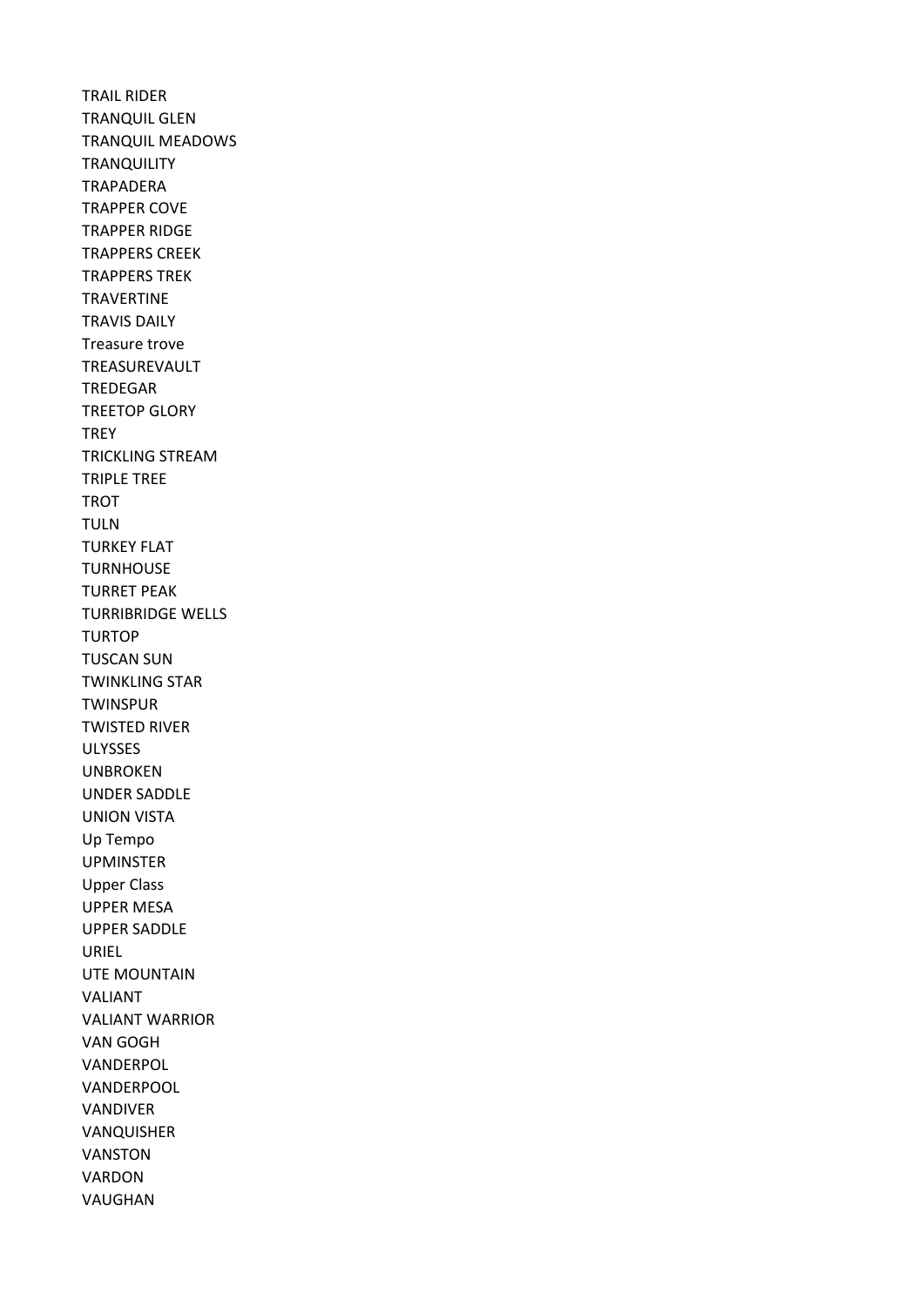TRAIL RIDER
TRANQUIL GLEN
TRANQUIL MEADOWS
TRANQUILITY
TRAPADERA
TRAPPER COVE
TRAPPER RIDGE
TRAPPERS CREEK
TRAPPERS TREK
TRAVERTINE
TRAVIS DAILY
Treasure trove
TREASUREVAULT
TREDEGAR
TREETOP GLORY
TREY
TRICKLING STREAM
TRIPLE TREE
TROT
TULN
TURKEY FLAT
TURNHOUSE
TURRET PEAK
TURRIBRIDGE WELLS
TURTOP
TUSCAN SUN
TWINKLING STAR
TWINSPUR
TWISTED RIVER
ULYSSES
UNBROKEN
UNDER SADDLE
UNION VISTA
Up Tempo
UPMINSTER
Upper Class
UPPER MESA
UPPER SADDLE
URIEL
UTE MOUNTAIN
VALIANT
VALIANT WARRIOR
VAN GOGH
VANDERPOL
VANDERPOOL
VANDIVER
VANQUISHER
VANSTON
VARDON
VAUGHAN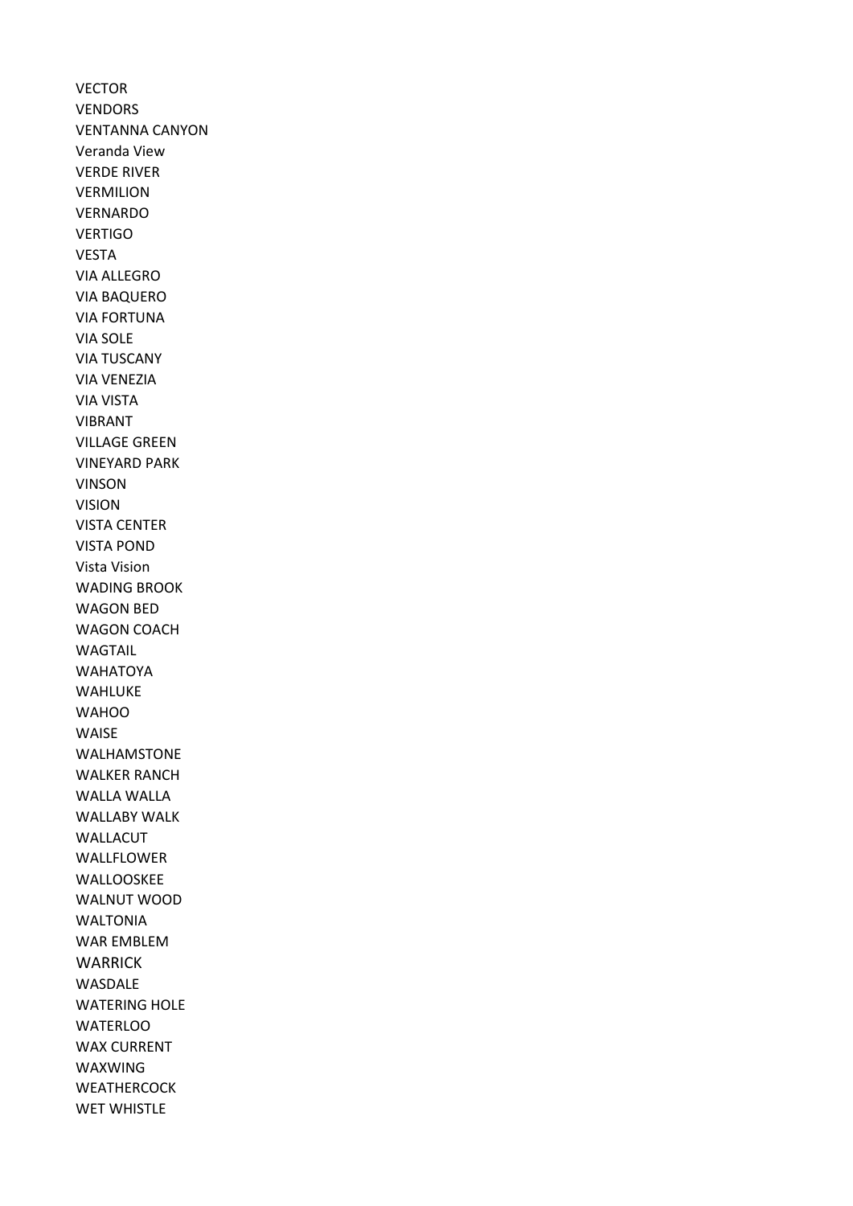VECTOR
VENDORS
VENTANNA CANYON
Veranda View
VERDE RIVER
VERMILION
VERNARDO
VERTIGO
VESTA
VIA ALLEGRO
VIA BAQUERO
VIA FORTUNA
VIA SOLE
VIA TUSCANY
VIA VENEZIA
VIA VISTA
VIBRANT
VILLAGE GREEN
VINEYARD PARK
VINSON
VISION
VISTA CENTER
VISTA POND
Vista Vision
WADING BROOK
WAGON BED
WAGON COACH
WAGTAIL
WAHATOYA
WAHLUKE
WAHOO
WAISE
WALHAMSTONE
WALKER RANCH
WALLA WALLA
WALLABY WALK
WALLACUT
WALLFLOWER
WALLOOSKEE
WALNUT WOOD
WALTONIA
WAR EMBLEM
WARRICK
WASDALE
WATERING HOLE
WATERLOO
WAX CURRENT
WAXWING
WEATHERCOCK
WET WHISTLE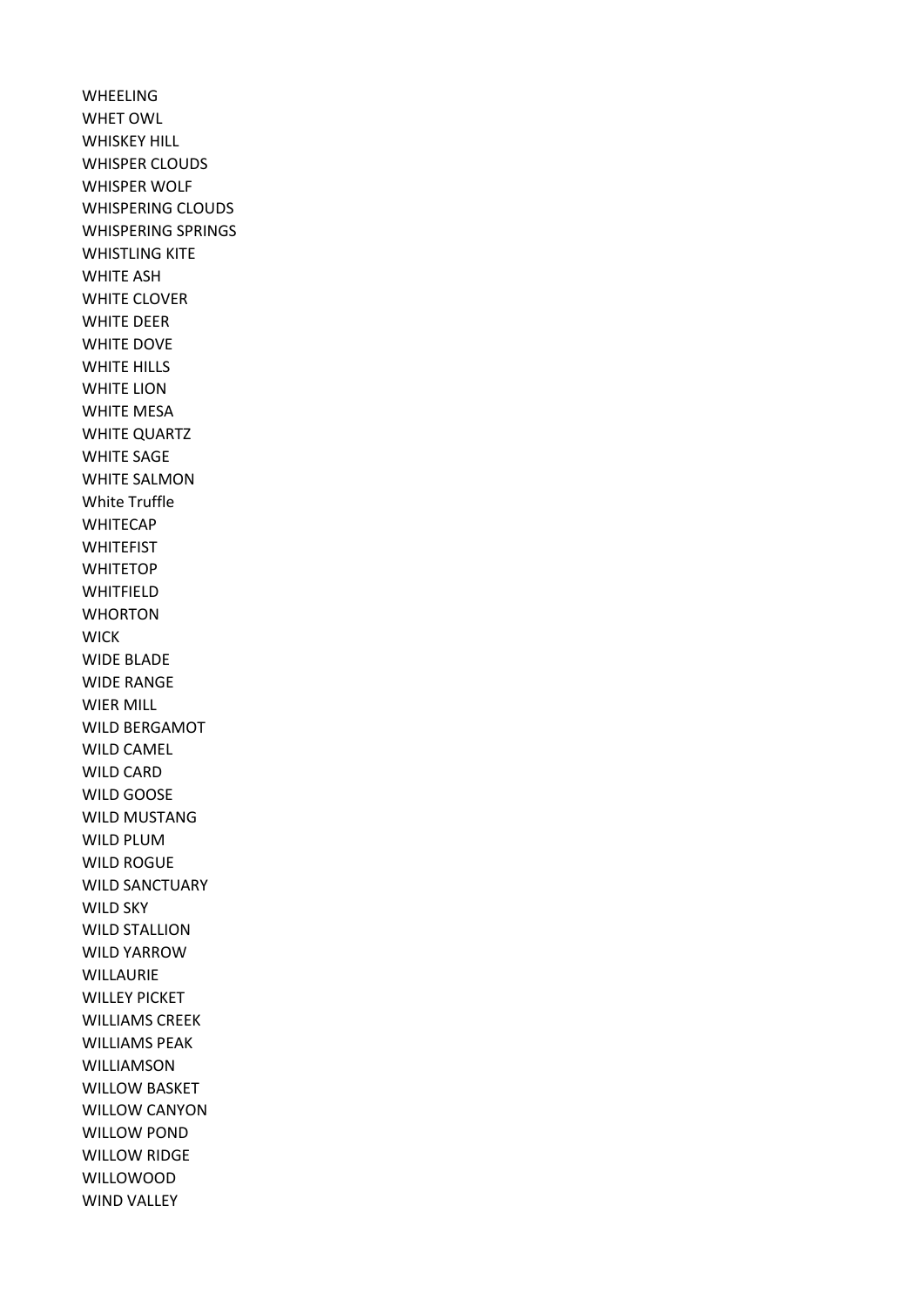WHEELING
WHET OWL
WHISKEY HILL
WHISPER CLOUDS
WHISPER WOLF
WHISPERING CLOUDS
WHISPERING SPRINGS
WHISTLING KITE
WHITE ASH
WHITE CLOVER
WHITE DEER
WHITE DOVE
WHITE HILLS
WHITE LION
WHITE MESA
WHITE QUARTZ
WHITE SAGE
WHITE SALMON
White Truffle
WHITECAP
WHITEFIST
WHITETOP
WHITFIELD
WHORTON
WICK
WIDE BLADE
WIDE RANGE
WIER MILL
WILD BERGAMOT
WILD CAMEL
WILD CARD
WILD GOOSE
WILD MUSTANG
WILD PLUM
WILD ROGUE
WILD SANCTUARY
WILD SKY
WILD STALLION
WILD YARROW
WILLAURIE
WILLEY PICKET
WILLIAMS CREEK
WILLIAMS PEAK
WILLIAMSON
WILLOW BASKET
WILLOW CANYON
WILLOW POND
WILLOW RIDGE
WILLOWOOD
WIND VALLEY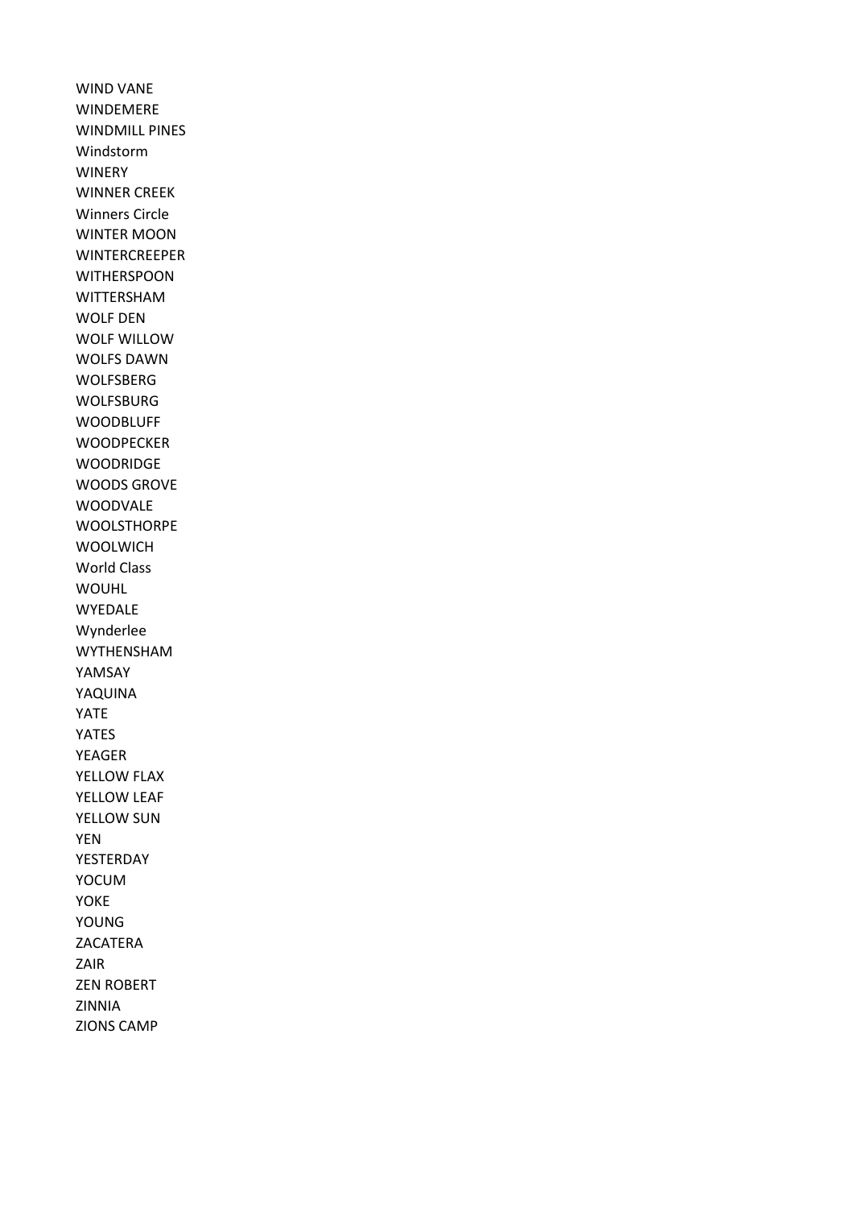WIND VANE
WINDEMERE
WINDMILL PINES
Windstorm
WINERY
WINNER CREEK
Winners Circle
WINTER MOON
WINTERCREEPER
WITHERSPOON
WITTERSHAM
WOLF DEN
WOLF WILLOW
WOLFS DAWN
WOLFSBERG
WOLFSBURG
WOODBLUFF
WOODPECKER
WOODRIDGE
WOODS GROVE
WOODVALE
WOOLSTHORPE
WOOLWICH
World Class
WOUHL
WYEDALE
Wynderlee
WYTHENSHAM
YAMSAY
YAQUINA
YATE
YATES
YEAGER
YELLOW FLAX
YELLOW LEAF
YELLOW SUN
YEN
YESTERDAY
YOCUM
YOKE
YOUNG
ZACATERA
ZAIR
ZEN ROBERT
ZINNIA
ZIONS CAMP